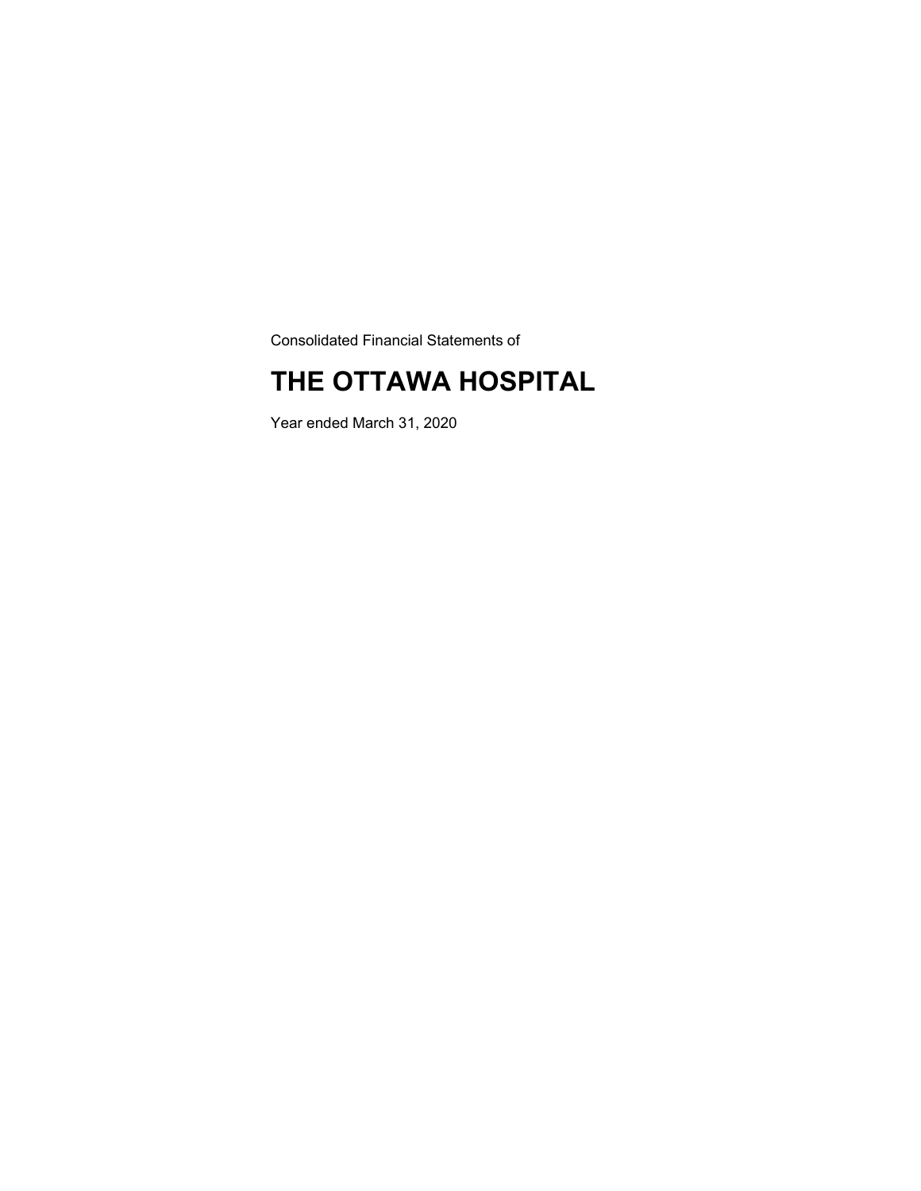Consolidated Financial Statements of

# THE OTTAWA HOSPITAL

Year ended March 31, 2020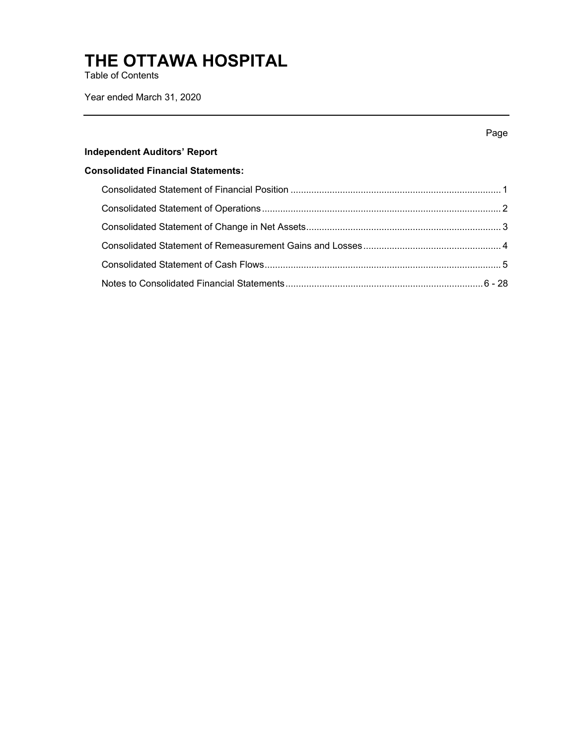# THE OTTAWA HOSPITAL

Table of Contents

Year ended March 31, 2020

| | Page |
|---|---|
| **Independent Auditors' Report** | |
| **Consolidated Financial Statements:** | |
| Consolidated Statement of Financial Position | 1 |
| Consolidated Statement of Operations | 2 |
| Consolidated Statement of Change in Net Assets | 3 |
| Consolidated Statement of Remeasurement Gains and Losses | 4 |
| Consolidated Statement of Cash Flows | 5 |
| Notes to Consolidated Financial Statements | 6 - 28 |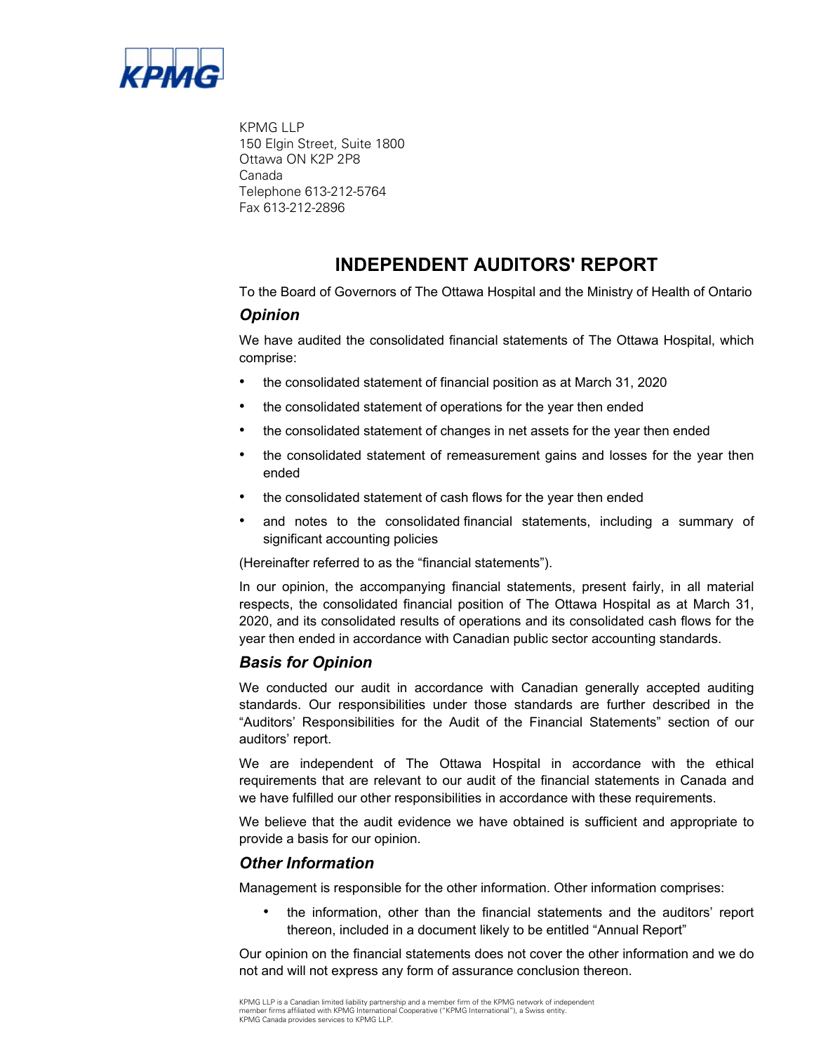KPMG LLP
150 Elgin Street, Suite 1800
Ottawa ON K2P 2P8
Canada
Telephone 613-212-5764
Fax 613-212-2896

# INDEPENDENT AUDITORS' REPORT

To the Board of Governors of The Ottawa Hospital and the Ministry of Health of Ontario

## *Opinion*

We have audited the consolidated financial statements of The Ottawa Hospital, which comprise:

- the consolidated statement of financial position as at March 31, 2020
- the consolidated statement of operations for the year then ended
- the consolidated statement of changes in net assets for the year then ended
- the consolidated statement of remeasurement gains and losses for the year then ended
- the consolidated statement of cash flows for the year then ended
- and notes to the consolidated financial statements, including a summary of significant accounting policies

(Hereinafter referred to as the "financial statements").

In our opinion, the accompanying financial statements, present fairly, in all material respects, the consolidated financial position of The Ottawa Hospital as at March 31, 2020, and its consolidated results of operations and its consolidated cash flows for the year then ended in accordance with Canadian public sector accounting standards.

## *Basis for Opinion*

We conducted our audit in accordance with Canadian generally accepted auditing standards. Our responsibilities under those standards are further described in the "Auditors' Responsibilities for the Audit of the Financial Statements" section of our auditors' report.

We are independent of The Ottawa Hospital in accordance with the ethical requirements that are relevant to our audit of the financial statements in Canada and we have fulfilled our other responsibilities in accordance with these requirements.

We believe that the audit evidence we have obtained is sufficient and appropriate to provide a basis for our opinion.

## *Other Information*

Management is responsible for the other information. Other information comprises:

- the information, other than the financial statements and the auditors' report thereon, included in a document likely to be entitled "Annual Report"

Our opinion on the financial statements does not cover the other information and we do not and will not express any form of assurance conclusion thereon.

KPMG LLP is a Canadian limited liability partnership and a member firm of the KPMG network of independent member firms affiliated with KPMG International Cooperative ("KPMG International"), a Swiss entity. KPMG Canada provides services to KPMG LLP.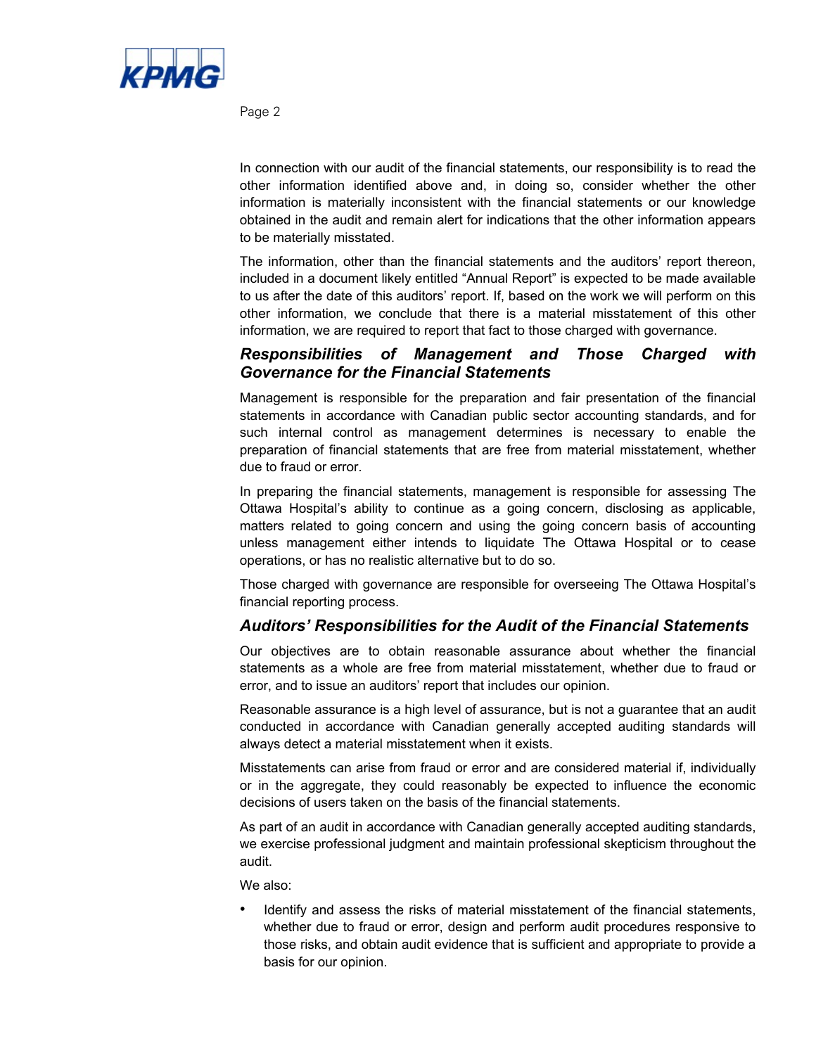In connection with our audit of the financial statements, our responsibility is to read the other information identified above and, in doing so, consider whether the other information is materially inconsistent with the financial statements or our knowledge obtained in the audit and remain alert for indications that the other information appears to be materially misstated.

The information, other than the financial statements and the auditors' report thereon, included in a document likely entitled "Annual Report" is expected to be made available to us after the date of this auditors' report. If, based on the work we will perform on this other information, we conclude that there is a material misstatement of this other information, we are required to report that fact to those charged with governance.

### *Responsibilities of Management and Those Charged with Governance for the Financial Statements*

Management is responsible for the preparation and fair presentation of the financial statements in accordance with Canadian public sector accounting standards, and for such internal control as management determines is necessary to enable the preparation of financial statements that are free from material misstatement, whether due to fraud or error.

In preparing the financial statements, management is responsible for assessing The Ottawa Hospital's ability to continue as a going concern, disclosing as applicable, matters related to going concern and using the going concern basis of accounting unless management either intends to liquidate The Ottawa Hospital or to cease operations, or has no realistic alternative but to do so.

Those charged with governance are responsible for overseeing The Ottawa Hospital's financial reporting process.

### *Auditors' Responsibilities for the Audit of the Financial Statements*

Our objectives are to obtain reasonable assurance about whether the financial statements as a whole are free from material misstatement, whether due to fraud or error, and to issue an auditors' report that includes our opinion.

Reasonable assurance is a high level of assurance, but is not a guarantee that an audit conducted in accordance with Canadian generally accepted auditing standards will always detect a material misstatement when it exists.

Misstatements can arise from fraud or error and are considered material if, individually or in the aggregate, they could reasonably be expected to influence the economic decisions of users taken on the basis of the financial statements.

As part of an audit in accordance with Canadian generally accepted auditing standards, we exercise professional judgment and maintain professional skepticism throughout the audit.

We also:

- Identify and assess the risks of material misstatement of the financial statements, whether due to fraud or error, design and perform audit procedures responsive to those risks, and obtain audit evidence that is sufficient and appropriate to provide a basis for our opinion.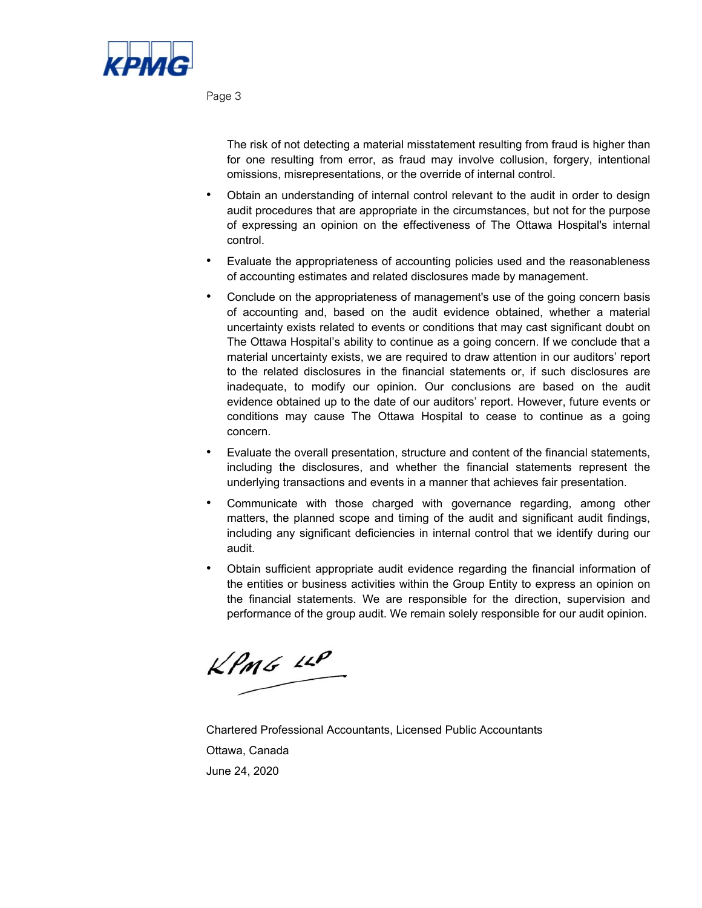The risk of not detecting a material misstatement resulting from fraud is higher than for one resulting from error, as fraud may involve collusion, forgery, intentional omissions, misrepresentations, or the override of internal control.

- Obtain an understanding of internal control relevant to the audit in order to design audit procedures that are appropriate in the circumstances, but not for the purpose of expressing an opinion on the effectiveness of The Ottawa Hospital's internal control.
- Evaluate the appropriateness of accounting policies used and the reasonableness of accounting estimates and related disclosures made by management.
- Conclude on the appropriateness of management's use of the going concern basis of accounting and, based on the audit evidence obtained, whether a material uncertainty exists related to events or conditions that may cast significant doubt on The Ottawa Hospital's ability to continue as a going concern. If we conclude that a material uncertainty exists, we are required to draw attention in our auditors' report to the related disclosures in the financial statements or, if such disclosures are inadequate, to modify our opinion. Our conclusions are based on the audit evidence obtained up to the date of our auditors' report. However, future events or conditions may cause The Ottawa Hospital to cease to continue as a going concern.
- Evaluate the overall presentation, structure and content of the financial statements, including the disclosures, and whether the financial statements represent the underlying transactions and events in a manner that achieves fair presentation.
- Communicate with those charged with governance regarding, among other matters, the planned scope and timing of the audit and significant audit findings, including any significant deficiencies in internal control that we identify during our audit.
- Obtain sufficient appropriate audit evidence regarding the financial information of the entities or business activities within the Group Entity to express an opinion on the financial statements. We are responsible for the direction, supervision and performance of the group audit. We remain solely responsible for our audit opinion.

KPMG LLP

Chartered Professional Accountants, Licensed Public Accountants

Ottawa, Canada

June 24, 2020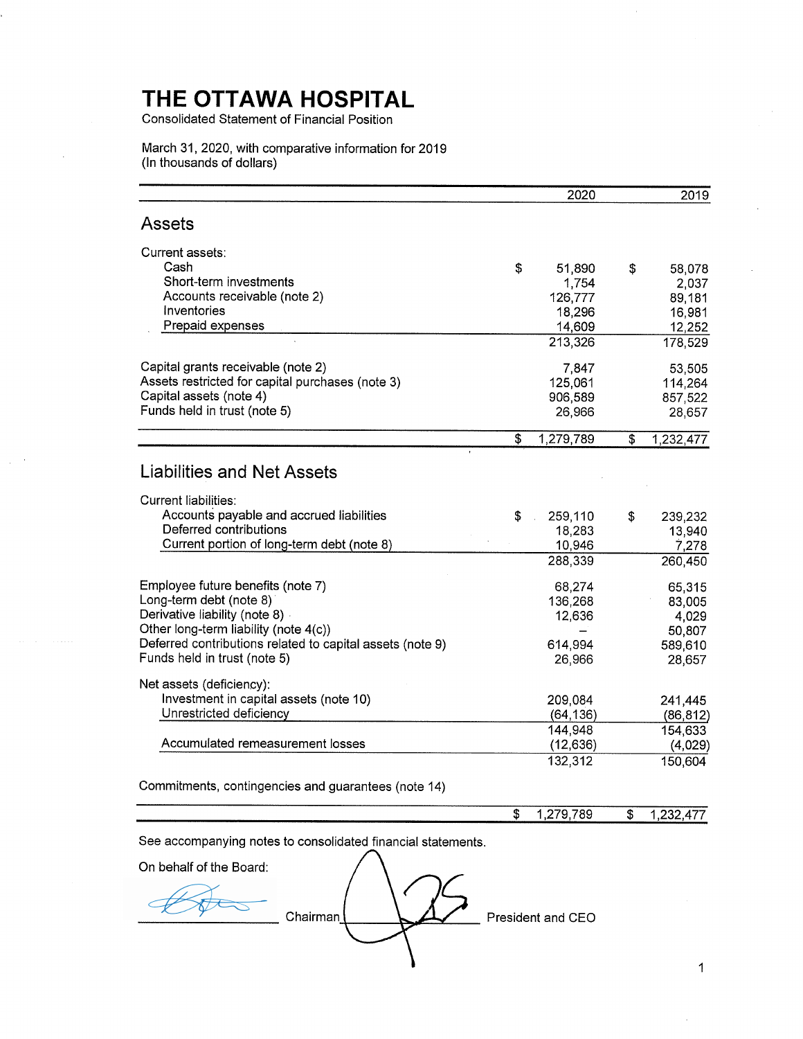# THE OTTAWA HOSPITAL

Consolidated Statement of Financial Position

March 31, 2020, with comparative information for 2019
(In thousands of dollars)

| | 2020 | 2019 |
|---|---|---|
| **Assets** | | |
| Current assets: | | |
| Cash | $ 51,890 | $ 58,078 |
| Short-term investments | 1,754 | 2,037 |
| Accounts receivable (note 2) | 126,777 | 89,181 |
| Inventories | 18,296 | 16,981 |
| Prepaid expenses | 14,609 | 12,252 |
| | 213,326 | 178,529 |
| Capital grants receivable (note 2) | 7,847 | 53,505 |
| Assets restricted for capital purchases (note 3) | 125,061 | 114,264 |
| Capital assets (note 4) | 906,589 | 857,522 |
| Funds held in trust (note 5) | 26,966 | 28,657 |
| | $ 1,279,789 | $ 1,232,477 |
| **Liabilities and Net Assets** | | |
| Current liabilities: | | |
| Accounts payable and accrued liabilities | $ 259,110 | $ 239,232 |
| Deferred contributions | 18,283 | 13,940 |
| Current portion of long-term debt (note 8) | 10,946 | 7,278 |
| | 288,339 | 260,450 |
| Employee future benefits (note 7) | 68,274 | 65,315 |
| Long-term debt (note 8) | 136,268 | 83,005 |
| Derivative liability (note 8) | 12,636 | 4,029 |
| Other long-term liability (note 4(c)) | – | 50,807 |
| Deferred contributions related to capital assets (note 9) | 614,994 | 589,610 |
| Funds held in trust (note 5) | 26,966 | 28,657 |
| Net assets (deficiency): | | |
| Investment in capital assets (note 10) | 209,084 | 241,445 |
| Unrestricted deficiency | (64,136) | (86,812) |
| | 144,948 | 154,633 |
| Accumulated remeasurement losses | (12,636) | (4,029) |
| | 132,312 | 150,604 |
| Commitments, contingencies and guarantees (note 14) | | |
| | $ 1,279,789 | $ 1,232,477 |

See accompanying notes to consolidated financial statements.

On behalf of the Board:

_______________ Chairman _______________ President and CEO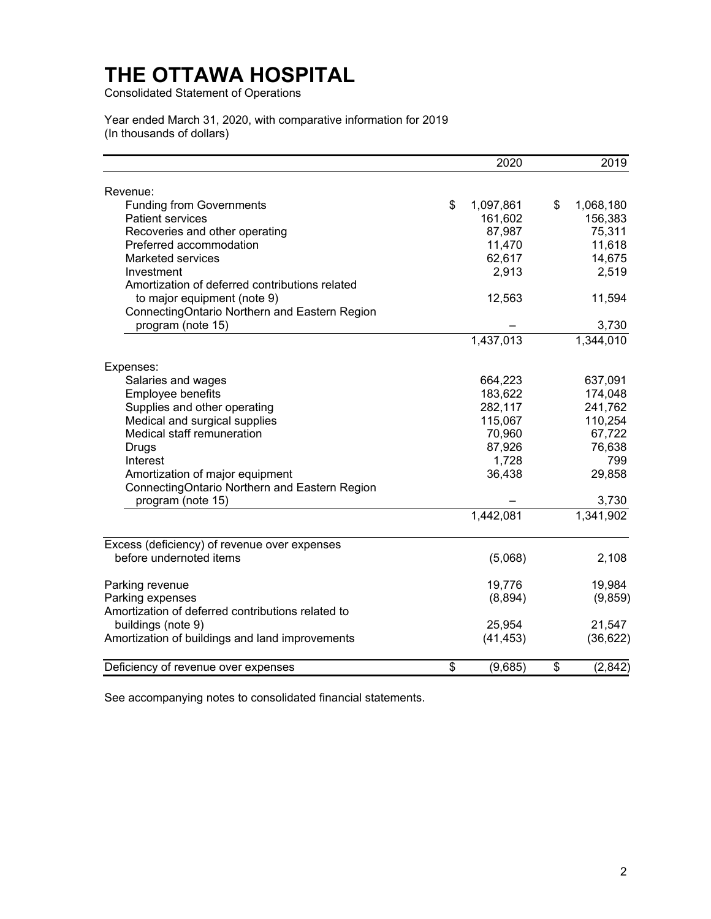# THE OTTAWA HOSPITAL

Consolidated Statement of Operations

Year ended March 31, 2020, with comparative information for 2019
(In thousands of dollars)

| | 2020 | 2019 |
|---|---|---|
| Revenue: | | |
| Funding from Governments | $ 1,097,861 | $ 1,068,180 |
| Patient services | 161,602 | 156,383 |
| Recoveries and other operating | 87,987 | 75,311 |
| Preferred accommodation | 11,470 | 11,618 |
| Marketed services | 62,617 | 14,675 |
| Investment | 2,913 | 2,519 |
| Amortization of deferred contributions related to major equipment (note 9) | 12,563 | 11,594 |
| ConnectingOntario Northern and Eastern Region program (note 15) | – | 3,730 |
| | 1,437,013 | 1,344,010 |
| Expenses: | | |
| Salaries and wages | 664,223 | 637,091 |
| Employee benefits | 183,622 | 174,048 |
| Supplies and other operating | 282,117 | 241,762 |
| Medical and surgical supplies | 115,067 | 110,254 |
| Medical staff remuneration | 70,960 | 67,722 |
| Drugs | 87,926 | 76,638 |
| Interest | 1,728 | 799 |
| Amortization of major equipment | 36,438 | 29,858 |
| ConnectingOntario Northern and Eastern Region program (note 15) | – | 3,730 |
| | 1,442,081 | 1,341,902 |
| Excess (deficiency) of revenue over expenses before undernoted items | (5,068) | 2,108 |
| Parking revenue | 19,776 | 19,984 |
| Parking expenses | (8,894) | (9,859) |
| Amortization of deferred contributions related to buildings (note 9) | 25,954 | 21,547 |
| Amortization of buildings and land improvements | (41,453) | (36,622) |
| Deficiency of revenue over expenses | $ (9,685) | $ (2,842) |

See accompanying notes to consolidated financial statements.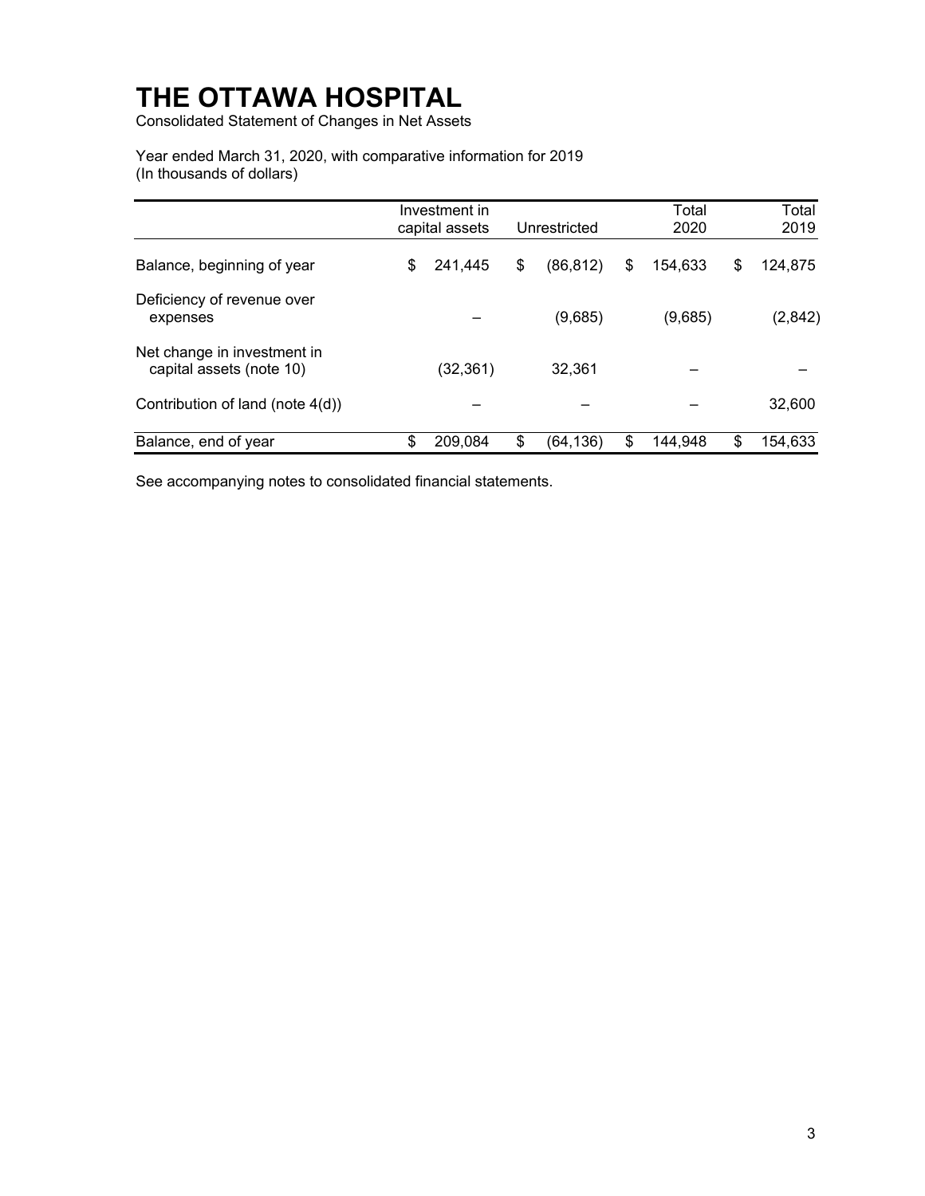# THE OTTAWA HOSPITAL

Consolidated Statement of Changes in Net Assets

Year ended March 31, 2020, with comparative information for 2019
(In thousands of dollars)

| | Investment in capital assets | Unrestricted | Total 2020 | Total 2019 |
|---|---|---|---|---|
| Balance, beginning of year | $ 241,445 | $ (86,812) | $ 154,633 | $ 124,875 |
| Deficiency of revenue over expenses | – | (9,685) | (9,685) | (2,842) |
| Net change in investment in capital assets (note 10) | (32,361) | 32,361 | – | – |
| Contribution of land (note 4(d)) | – | – | – | 32,600 |
| Balance, end of year | $ 209,084 | $ (64,136) | $ 144,948 | $ 154,633 |

See accompanying notes to consolidated financial statements.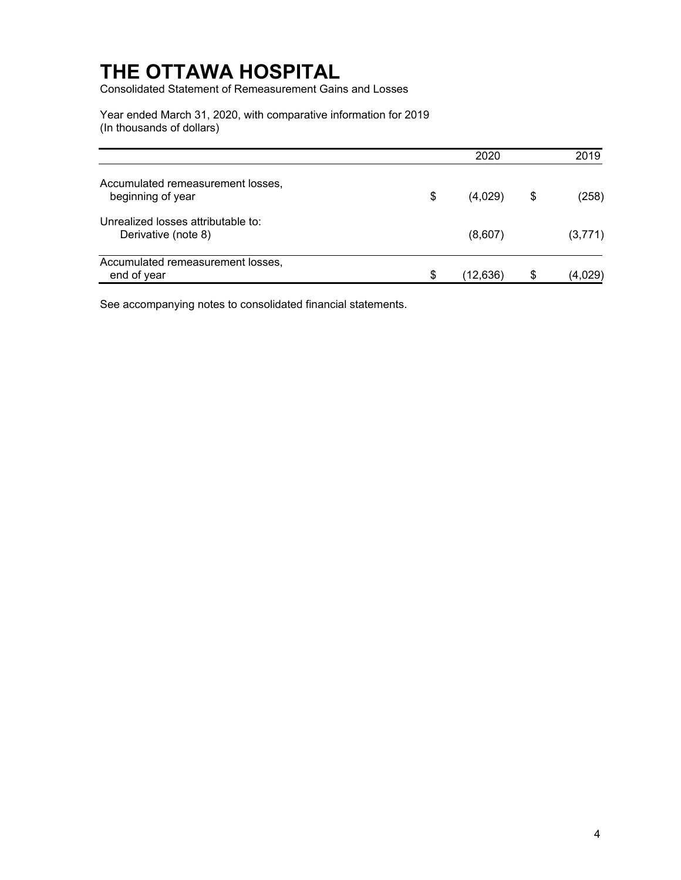# THE OTTAWA HOSPITAL

Consolidated Statement of Remeasurement Gains and Losses

Year ended March 31, 2020, with comparative information for 2019
(In thousands of dollars)

| | 2020 | 2019 |
|---|---|---|
| Accumulated remeasurement losses, beginning of year | $ (4,029) | $ (258) |
| Unrealized losses attributable to: Derivative (note 8) | (8,607) | (3,771) |
| Accumulated remeasurement losses, end of year | $ (12,636) | $ (4,029) |

See accompanying notes to consolidated financial statements.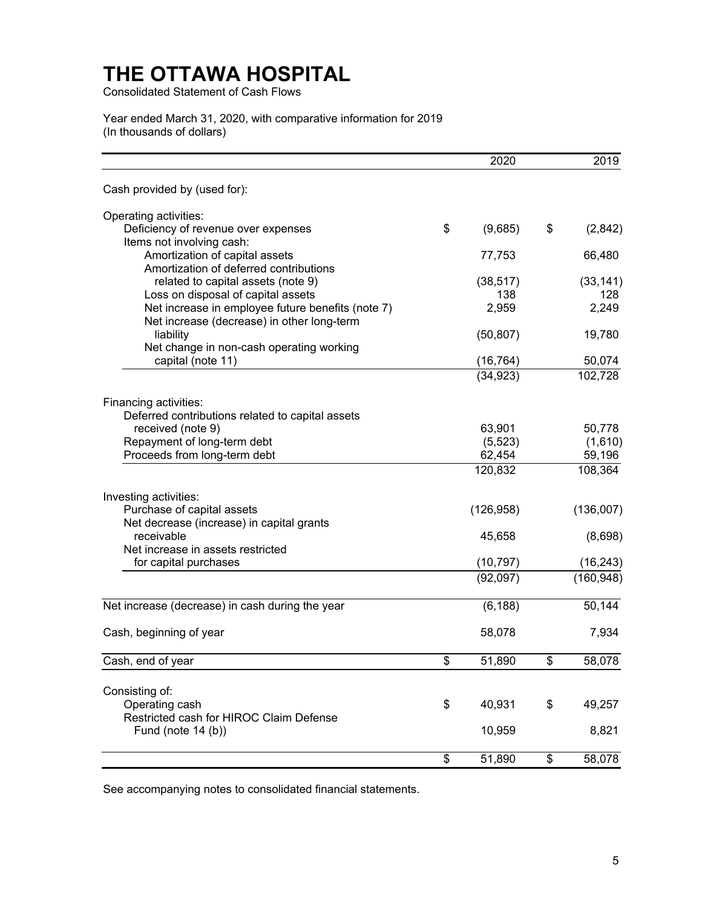# THE OTTAWA HOSPITAL

Consolidated Statement of Cash Flows

Year ended March 31, 2020, with comparative information for 2019
(In thousands of dollars)

| | 2020 | 2019 |
|---|---|---|
| Cash provided by (used for): | | |
| Operating activities: | | |
| Deficiency of revenue over expenses | $ (9,685) | $ (2,842) |
| Items not involving cash: | | |
| Amortization of capital assets | 77,753 | 66,480 |
| Amortization of deferred contributions related to capital assets (note 9) | (38,517) | (33,141) |
| Loss on disposal of capital assets | 138 | 128 |
| Net increase in employee future benefits (note 7) | 2,959 | 2,249 |
| Net increase (decrease) in other long-term liability | (50,807) | 19,780 |
| Net change in non-cash operating working capital (note 11) | (16,764) | 50,074 |
| | (34,923) | 102,728 |
| Financing activities: | | |
| Deferred contributions related to capital assets received (note 9) | 63,901 | 50,778 |
| Repayment of long-term debt | (5,523) | (1,610) |
| Proceeds from long-term debt | 62,454 | 59,196 |
| | 120,832 | 108,364 |
| Investing activities: | | |
| Purchase of capital assets | (126,958) | (136,007) |
| Net decrease (increase) in capital grants receivable | 45,658 | (8,698) |
| Net increase in assets restricted for capital purchases | (10,797) | (16,243) |
| | (92,097) | (160,948) |
| Net increase (decrease) in cash during the year | (6,188) | 50,144 |
| Cash, beginning of year | 58,078 | 7,934 |
| Cash, end of year | $ 51,890 | $ 58,078 |
| Consisting of: | | |
| Operating cash | $ 40,931 | $ 49,257 |
| Restricted cash for HIROC Claim Defense Fund (note 14 (b)) | 10,959 | 8,821 |
| | $ 51,890 | $ 58,078 |

See accompanying notes to consolidated financial statements.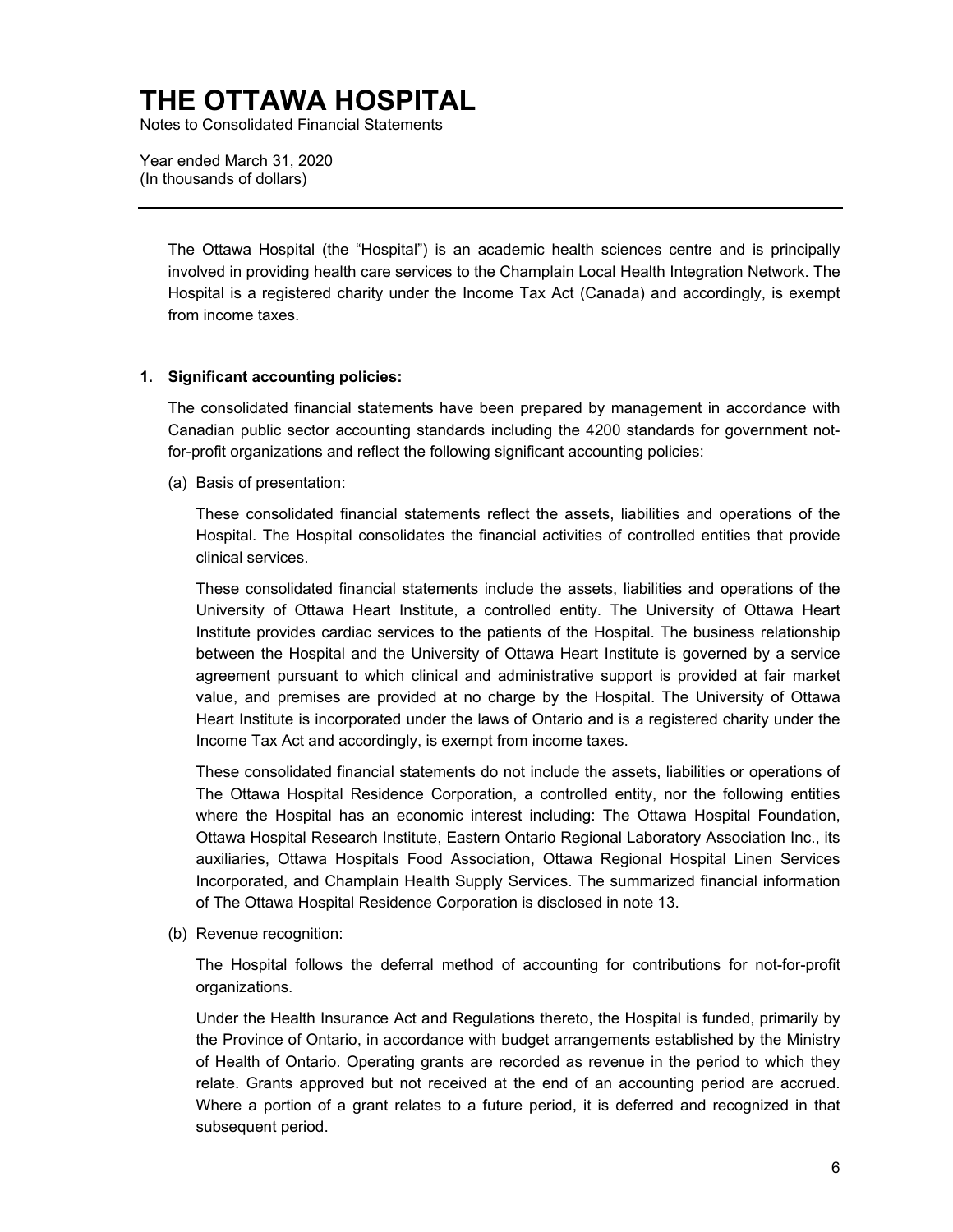# THE OTTAWA HOSPITAL

Notes to Consolidated Financial Statements

Year ended March 31, 2020
(In thousands of dollars)

The Ottawa Hospital (the "Hospital") is an academic health sciences centre and is principally involved in providing health care services to the Champlain Local Health Integration Network. The Hospital is a registered charity under the Income Tax Act (Canada) and accordingly, is exempt from income taxes.

## 1. Significant accounting policies:

The consolidated financial statements have been prepared by management in accordance with Canadian public sector accounting standards including the 4200 standards for government not-for-profit organizations and reflect the following significant accounting policies:

(a) Basis of presentation:

These consolidated financial statements reflect the assets, liabilities and operations of the Hospital. The Hospital consolidates the financial activities of controlled entities that provide clinical services.

These consolidated financial statements include the assets, liabilities and operations of the University of Ottawa Heart Institute, a controlled entity. The University of Ottawa Heart Institute provides cardiac services to the patients of the Hospital. The business relationship between the Hospital and the University of Ottawa Heart Institute is governed by a service agreement pursuant to which clinical and administrative support is provided at fair market value, and premises are provided at no charge by the Hospital. The University of Ottawa Heart Institute is incorporated under the laws of Ontario and is a registered charity under the Income Tax Act and accordingly, is exempt from income taxes.

These consolidated financial statements do not include the assets, liabilities or operations of The Ottawa Hospital Residence Corporation, a controlled entity, nor the following entities where the Hospital has an economic interest including: The Ottawa Hospital Foundation, Ottawa Hospital Research Institute, Eastern Ontario Regional Laboratory Association Inc., its auxiliaries, Ottawa Hospitals Food Association, Ottawa Regional Hospital Linen Services Incorporated, and Champlain Health Supply Services. The summarized financial information of The Ottawa Hospital Residence Corporation is disclosed in note 13.

(b) Revenue recognition:

The Hospital follows the deferral method of accounting for contributions for not-for-profit organizations.

Under the Health Insurance Act and Regulations thereto, the Hospital is funded, primarily by the Province of Ontario, in accordance with budget arrangements established by the Ministry of Health of Ontario. Operating grants are recorded as revenue in the period to which they relate. Grants approved but not received at the end of an accounting period are accrued. Where a portion of a grant relates to a future period, it is deferred and recognized in that subsequent period.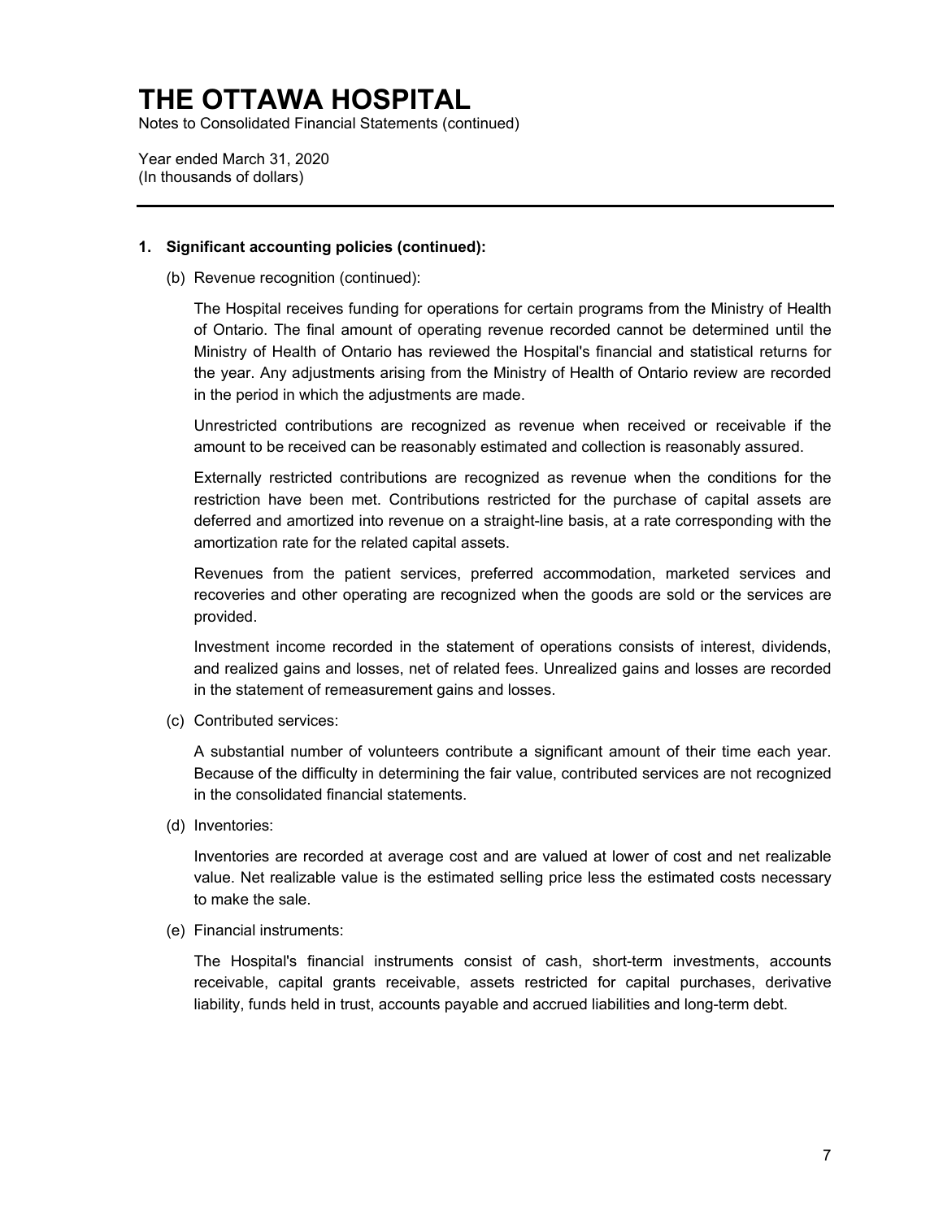# THE OTTAWA HOSPITAL

Notes to Consolidated Financial Statements (continued)

Year ended March 31, 2020
(In thousands of dollars)

**1. Significant accounting policies (continued):**

(b) Revenue recognition (continued):

The Hospital receives funding for operations for certain programs from the Ministry of Health of Ontario. The final amount of operating revenue recorded cannot be determined until the Ministry of Health of Ontario has reviewed the Hospital's financial and statistical returns for the year. Any adjustments arising from the Ministry of Health of Ontario review are recorded in the period in which the adjustments are made.

Unrestricted contributions are recognized as revenue when received or receivable if the amount to be received can be reasonably estimated and collection is reasonably assured.

Externally restricted contributions are recognized as revenue when the conditions for the restriction have been met. Contributions restricted for the purchase of capital assets are deferred and amortized into revenue on a straight-line basis, at a rate corresponding with the amortization rate for the related capital assets.

Revenues from the patient services, preferred accommodation, marketed services and recoveries and other operating are recognized when the goods are sold or the services are provided.

Investment income recorded in the statement of operations consists of interest, dividends, and realized gains and losses, net of related fees. Unrealized gains and losses are recorded in the statement of remeasurement gains and losses.

(c) Contributed services:

A substantial number of volunteers contribute a significant amount of their time each year. Because of the difficulty in determining the fair value, contributed services are not recognized in the consolidated financial statements.

(d) Inventories:

Inventories are recorded at average cost and are valued at lower of cost and net realizable value. Net realizable value is the estimated selling price less the estimated costs necessary to make the sale.

(e) Financial instruments:

The Hospital's financial instruments consist of cash, short-term investments, accounts receivable, capital grants receivable, assets restricted for capital purchases, derivative liability, funds held in trust, accounts payable and accrued liabilities and long-term debt.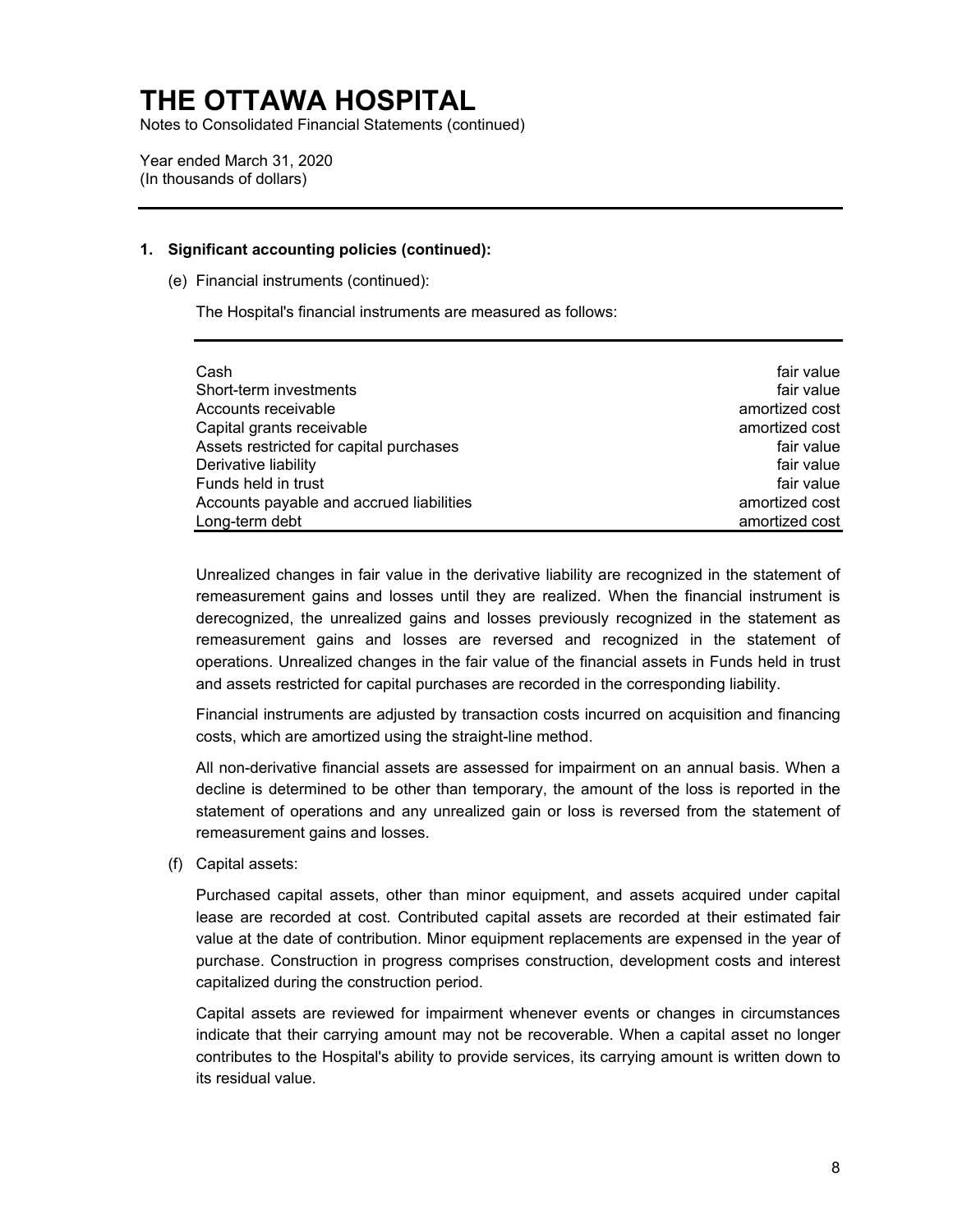# THE OTTAWA HOSPITAL

Notes to Consolidated Financial Statements (continued)

Year ended March 31, 2020
(In thousands of dollars)

**1. Significant accounting policies (continued):**

(e) Financial instruments (continued):

The Hospital's financial instruments are measured as follows:

| | |
|---|---|
| Cash | fair value |
| Short-term investments | fair value |
| Accounts receivable | amortized cost |
| Capital grants receivable | amortized cost |
| Assets restricted for capital purchases | fair value |
| Derivative liability | fair value |
| Funds held in trust | fair value |
| Accounts payable and accrued liabilities | amortized cost |
| Long-term debt | amortized cost |

Unrealized changes in fair value in the derivative liability are recognized in the statement of remeasurement gains and losses until they are realized. When the financial instrument is derecognized, the unrealized gains and losses previously recognized in the statement as remeasurement gains and losses are reversed and recognized in the statement of operations. Unrealized changes in the fair value of the financial assets in Funds held in trust and assets restricted for capital purchases are recorded in the corresponding liability.

Financial instruments are adjusted by transaction costs incurred on acquisition and financing costs, which are amortized using the straight-line method.

All non-derivative financial assets are assessed for impairment on an annual basis. When a decline is determined to be other than temporary, the amount of the loss is reported in the statement of operations and any unrealized gain or loss is reversed from the statement of remeasurement gains and losses.

(f) Capital assets:

Purchased capital assets, other than minor equipment, and assets acquired under capital lease are recorded at cost. Contributed capital assets are recorded at their estimated fair value at the date of contribution. Minor equipment replacements are expensed in the year of purchase. Construction in progress comprises construction, development costs and interest capitalized during the construction period.

Capital assets are reviewed for impairment whenever events or changes in circumstances indicate that their carrying amount may not be recoverable. When a capital asset no longer contributes to the Hospital's ability to provide services, its carrying amount is written down to its residual value.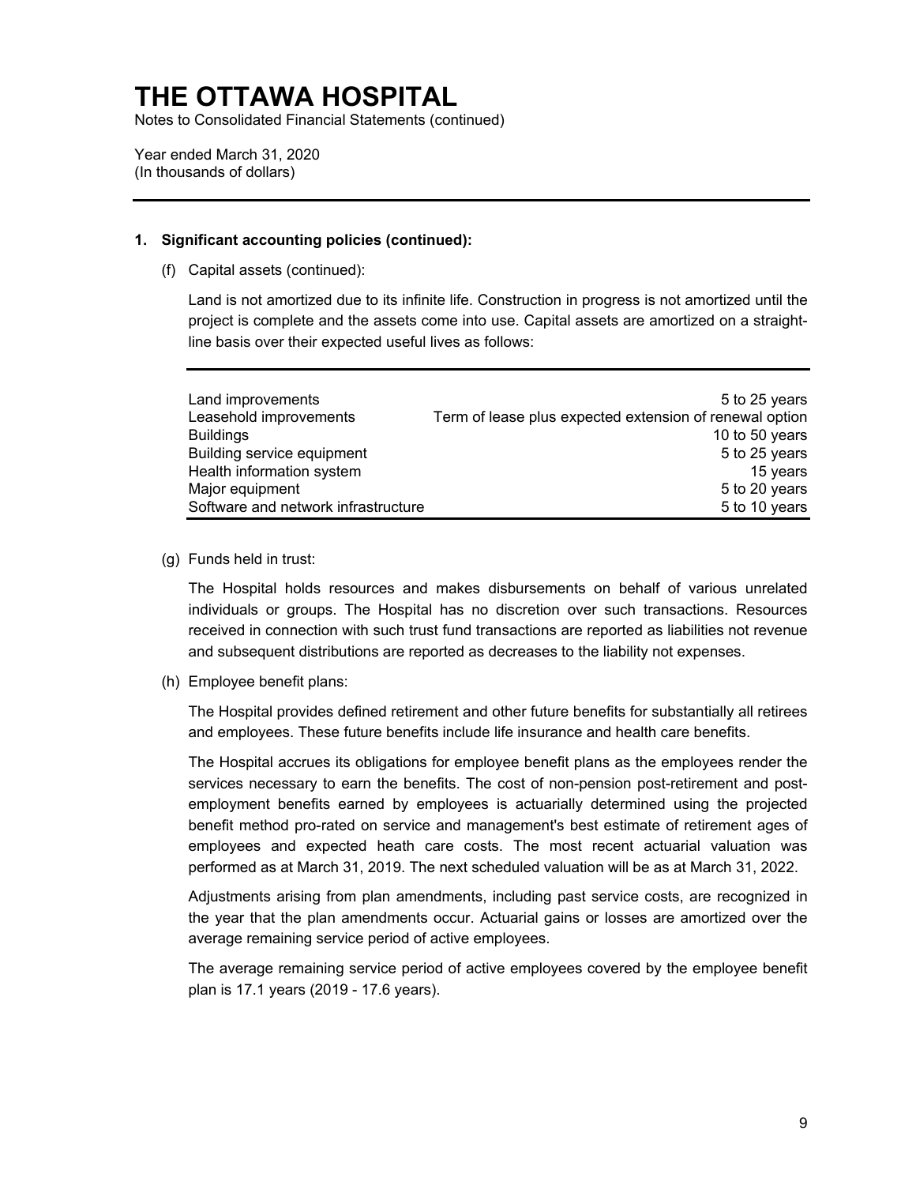# THE OTTAWA HOSPITAL

Notes to Consolidated Financial Statements (continued)

Year ended March 31, 2020
(In thousands of dollars)

**1. Significant accounting policies (continued):**

(f) Capital assets (continued):

Land is not amortized due to its infinite life. Construction in progress is not amortized until the project is complete and the assets come into use. Capital assets are amortized on a straight-line basis over their expected useful lives as follows:

| | |
|---|---|
| Land improvements | 5 to 25 years |
| Leasehold improvements | Term of lease plus expected extension of renewal option |
| Buildings | 10 to 50 years |
| Building service equipment | 5 to 25 years |
| Health information system | 15 years |
| Major equipment | 5 to 20 years |
| Software and network infrastructure | 5 to 10 years |

(g) Funds held in trust:

The Hospital holds resources and makes disbursements on behalf of various unrelated individuals or groups. The Hospital has no discretion over such transactions. Resources received in connection with such trust fund transactions are reported as liabilities not revenue and subsequent distributions are reported as decreases to the liability not expenses.

(h) Employee benefit plans:

The Hospital provides defined retirement and other future benefits for substantially all retirees and employees. These future benefits include life insurance and health care benefits.

The Hospital accrues its obligations for employee benefit plans as the employees render the services necessary to earn the benefits. The cost of non-pension post-retirement and post-employment benefits earned by employees is actuarially determined using the projected benefit method pro-rated on service and management's best estimate of retirement ages of employees and expected heath care costs. The most recent actuarial valuation was performed as at March 31, 2019. The next scheduled valuation will be as at March 31, 2022.

Adjustments arising from plan amendments, including past service costs, are recognized in the year that the plan amendments occur. Actuarial gains or losses are amortized over the average remaining service period of active employees.

The average remaining service period of active employees covered by the employee benefit plan is 17.1 years (2019 - 17.6 years).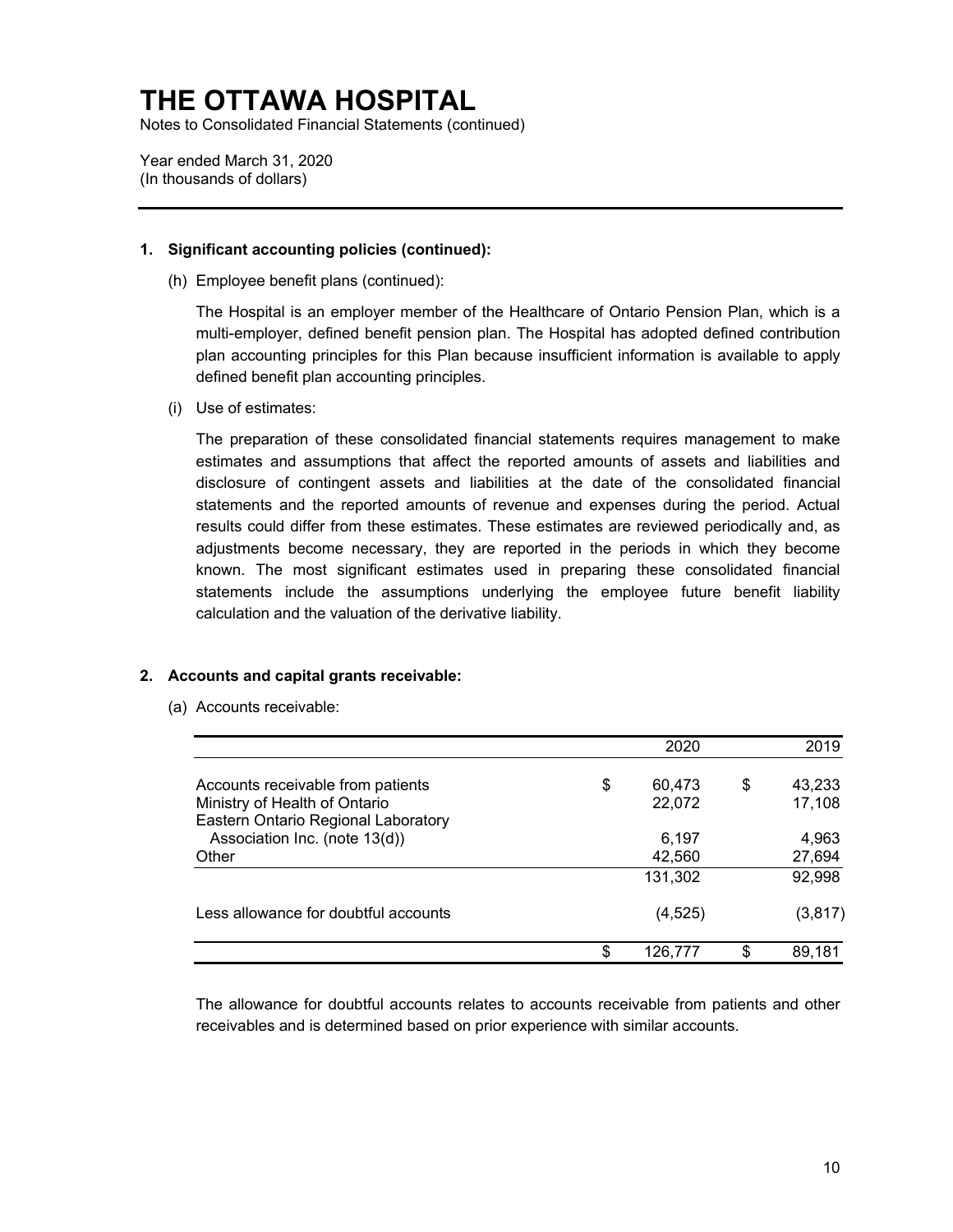# THE OTTAWA HOSPITAL

Notes to Consolidated Financial Statements (continued)

Year ended March 31, 2020
(In thousands of dollars)

**1. Significant accounting policies (continued):**

(h) Employee benefit plans (continued):

The Hospital is an employer member of the Healthcare of Ontario Pension Plan, which is a multi-employer, defined benefit pension plan. The Hospital has adopted defined contribution plan accounting principles for this Plan because insufficient information is available to apply defined benefit plan accounting principles.

(i) Use of estimates:

The preparation of these consolidated financial statements requires management to make estimates and assumptions that affect the reported amounts of assets and liabilities and disclosure of contingent assets and liabilities at the date of the consolidated financial statements and the reported amounts of revenue and expenses during the period. Actual results could differ from these estimates. These estimates are reviewed periodically and, as adjustments become necessary, they are reported in the periods in which they become known. The most significant estimates used in preparing these consolidated financial statements include the assumptions underlying the employee future benefit liability calculation and the valuation of the derivative liability.

**2. Accounts and capital grants receivable:**

(a) Accounts receivable:

| | 2020 | 2019 |
|---|---|---|
| Accounts receivable from patients | $ 60,473 | $ 43,233 |
| Ministry of Health of Ontario | 22,072 | 17,108 |
| Eastern Ontario Regional Laboratory Association Inc. (note 13(d)) | 6,197 | 4,963 |
| Other | 42,560 | 27,694 |
| | 131,302 | 92,998 |
| Less allowance for doubtful accounts | (4,525) | (3,817) |
| | $ 126,777 | $ 89,181 |

The allowance for doubtful accounts relates to accounts receivable from patients and other receivables and is determined based on prior experience with similar accounts.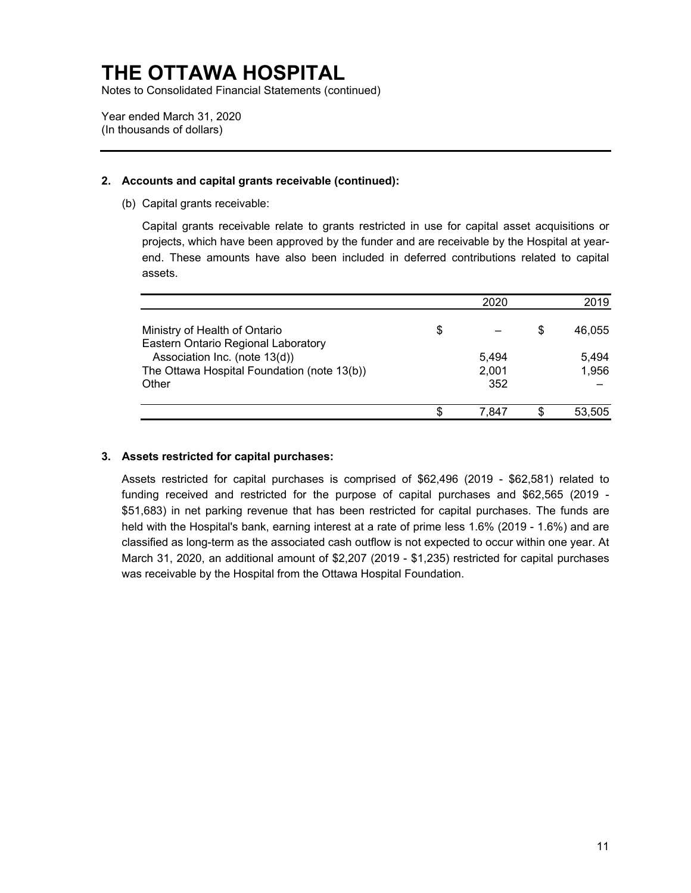# THE OTTAWA HOSPITAL

Notes to Consolidated Financial Statements (continued)

Year ended March 31, 2020
(In thousands of dollars)

**2. Accounts and capital grants receivable (continued):**

(b) Capital grants receivable:

Capital grants receivable relate to grants restricted in use for capital asset acquisitions or projects, which have been approved by the funder and are receivable by the Hospital at year-end. These amounts have also been included in deferred contributions related to capital assets.

| | 2020 | 2019 |
|---|---|---|
| Ministry of Health of Ontario | $ – | $ 46,055 |
| Eastern Ontario Regional Laboratory Association Inc. (note 13(d)) | 5,494 | 5,494 |
| The Ottawa Hospital Foundation (note 13(b)) | 2,001 | 1,956 |
| Other | 352 | – |
| | $ 7,847 | $ 53,505 |

**3. Assets restricted for capital purchases:**

Assets restricted for capital purchases is comprised of $62,496 (2019 - $62,581) related to funding received and restricted for the purpose of capital purchases and $62,565 (2019 - $51,683) in net parking revenue that has been restricted for capital purchases. The funds are held with the Hospital's bank, earning interest at a rate of prime less 1.6% (2019 - 1.6%) and are classified as long-term as the associated cash outflow is not expected to occur within one year. At March 31, 2020, an additional amount of $2,207 (2019 - $1,235) restricted for capital purchases was receivable by the Hospital from the Ottawa Hospital Foundation.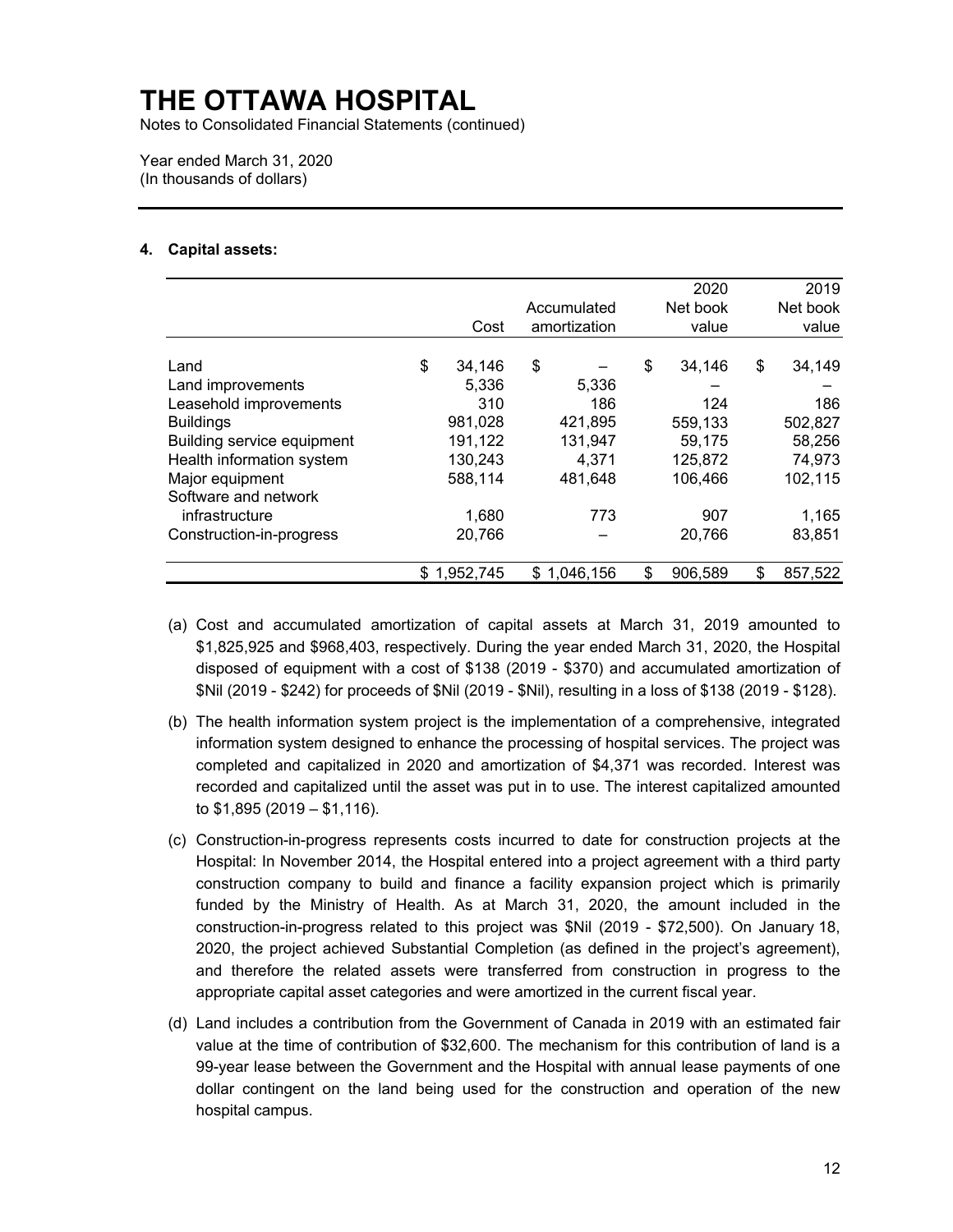# THE OTTAWA HOSPITAL

Notes to Consolidated Financial Statements (continued)

Year ended March 31, 2020
(In thousands of dollars)

## 4. Capital assets:

| | Cost | Accumulated amortization | 2020 Net book value | 2019 Net book value |
|---|---|---|---|---|
| Land | $ 34,146 | $ – | $ 34,146 | $ 34,149 |
| Land improvements | 5,336 | 5,336 | – | – |
| Leasehold improvements | 310 | 186 | 124 | 186 |
| Buildings | 981,028 | 421,895 | 559,133 | 502,827 |
| Building service equipment | 191,122 | 131,947 | 59,175 | 58,256 |
| Health information system | 130,243 | 4,371 | 125,872 | 74,973 |
| Major equipment | 588,114 | 481,648 | 106,466 | 102,115 |
| Software and network infrastructure | 1,680 | 773 | 907 | 1,165 |
| Construction-in-progress | 20,766 | – | 20,766 | 83,851 |
| | $ 1,952,745 | $ 1,046,156 | $ 906,589 | $ 857,522 |

(a) Cost and accumulated amortization of capital assets at March 31, 2019 amounted to $1,825,925 and $968,403, respectively. During the year ended March 31, 2020, the Hospital disposed of equipment with a cost of $138 (2019 - $370) and accumulated amortization of $Nil (2019 - $242) for proceeds of $Nil (2019 - $Nil), resulting in a loss of $138 (2019 - $128).

(b) The health information system project is the implementation of a comprehensive, integrated information system designed to enhance the processing of hospital services. The project was completed and capitalized in 2020 and amortization of $4,371 was recorded. Interest was recorded and capitalized until the asset was put in to use. The interest capitalized amounted to $1,895 (2019 – $1,116).

(c) Construction-in-progress represents costs incurred to date for construction projects at the Hospital: In November 2014, the Hospital entered into a project agreement with a third party construction company to build and finance a facility expansion project which is primarily funded by the Ministry of Health. As at March 31, 2020, the amount included in the construction-in-progress related to this project was $Nil (2019 - $72,500). On January 18, 2020, the project achieved Substantial Completion (as defined in the project's agreement), and therefore the related assets were transferred from construction in progress to the appropriate capital asset categories and were amortized in the current fiscal year.

(d) Land includes a contribution from the Government of Canada in 2019 with an estimated fair value at the time of contribution of $32,600. The mechanism for this contribution of land is a 99-year lease between the Government and the Hospital with annual lease payments of one dollar contingent on the land being used for the construction and operation of the new hospital campus.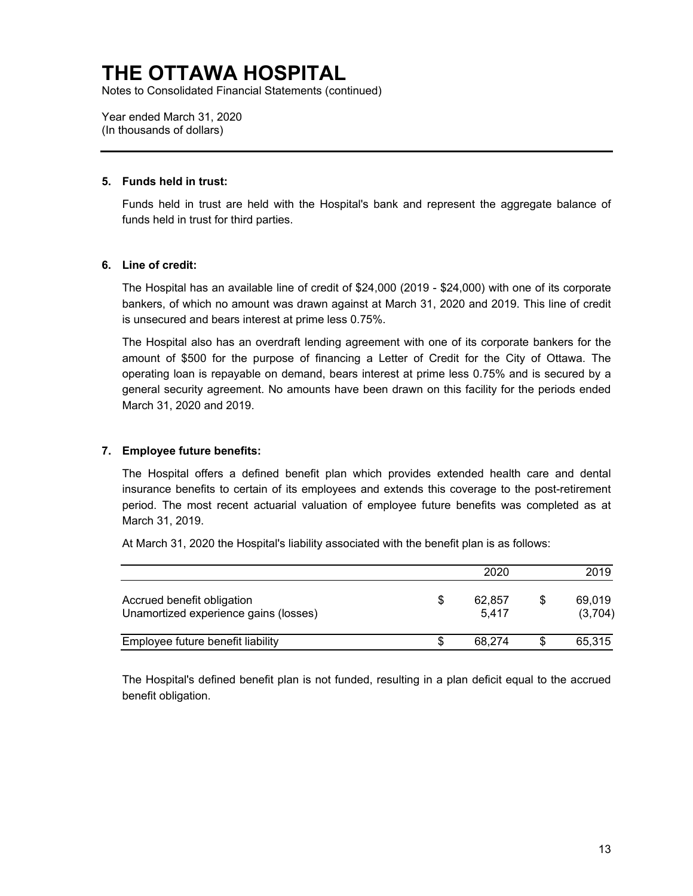# THE OTTAWA HOSPITAL

Notes to Consolidated Financial Statements (continued)

Year ended March 31, 2020
(In thousands of dollars)

## 5. Funds held in trust:

Funds held in trust are held with the Hospital's bank and represent the aggregate balance of funds held in trust for third parties.

## 6. Line of credit:

The Hospital has an available line of credit of $24,000 (2019 - $24,000) with one of its corporate bankers, of which no amount was drawn against at March 31, 2020 and 2019. This line of credit is unsecured and bears interest at prime less 0.75%.

The Hospital also has an overdraft lending agreement with one of its corporate bankers for the amount of $500 for the purpose of financing a Letter of Credit for the City of Ottawa. The operating loan is repayable on demand, bears interest at prime less 0.75% and is secured by a general security agreement. No amounts have been drawn on this facility for the periods ended March 31, 2020 and 2019.

## 7. Employee future benefits:

The Hospital offers a defined benefit plan which provides extended health care and dental insurance benefits to certain of its employees and extends this coverage to the post-retirement period. The most recent actuarial valuation of employee future benefits was completed as at March 31, 2019.

At March 31, 2020 the Hospital's liability associated with the benefit plan is as follows:

| | 2020 | 2019 |
|---|---|---|
| Accrued benefit obligation | $ 62,857 | $ 69,019 |
| Unamortized experience gains (losses) | 5,417 | (3,704) |
| Employee future benefit liability | $ 68,274 | $ 65,315 |

The Hospital's defined benefit plan is not funded, resulting in a plan deficit equal to the accrued benefit obligation.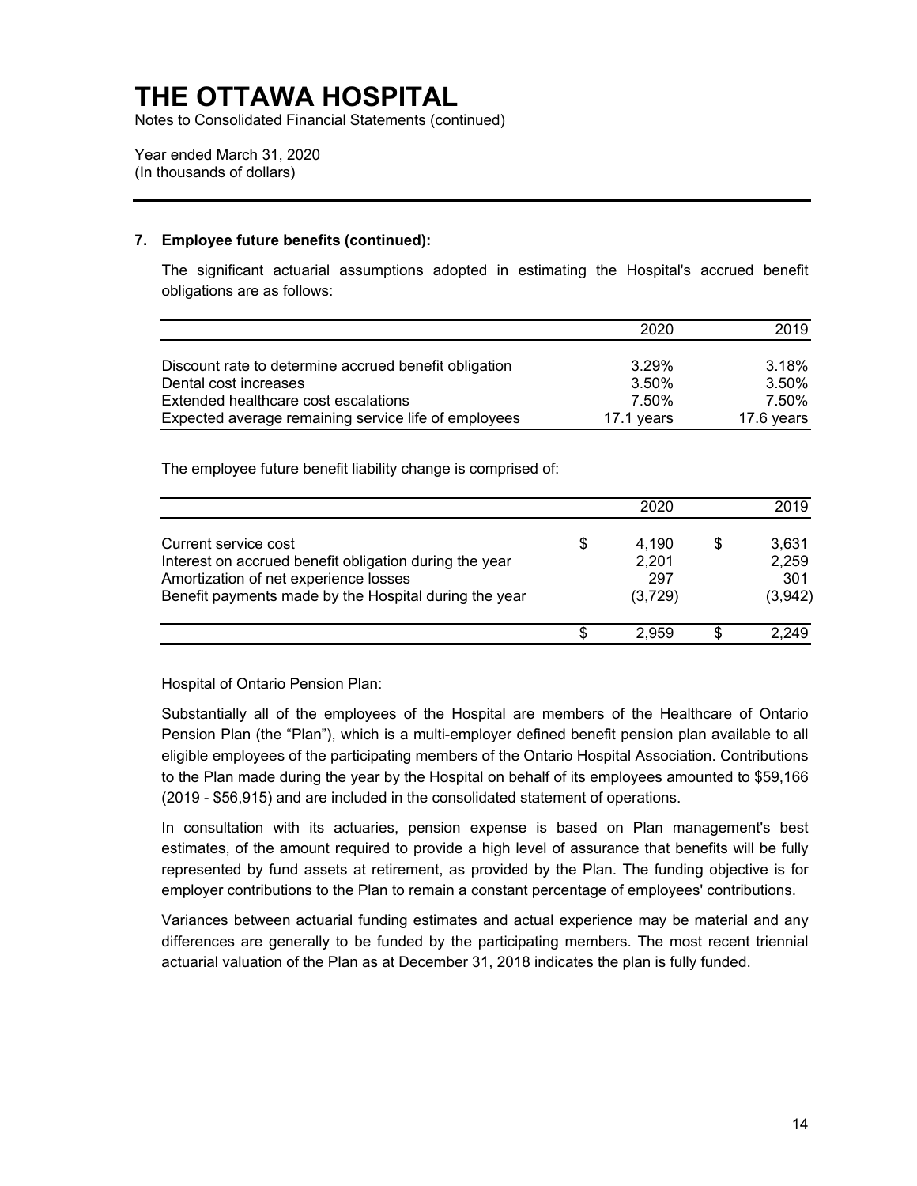# THE OTTAWA HOSPITAL

Notes to Consolidated Financial Statements (continued)

Year ended March 31, 2020
(In thousands of dollars)

**7. Employee future benefits (continued):**

The significant actuarial assumptions adopted in estimating the Hospital's accrued benefit obligations are as follows:

| | 2020 | 2019 |
|---|---|---|
| Discount rate to determine accrued benefit obligation | 3.29% | 3.18% |
| Dental cost increases | 3.50% | 3.50% |
| Extended healthcare cost escalations | 7.50% | 7.50% |
| Expected average remaining service life of employees | 17.1 years | 17.6 years |

The employee future benefit liability change is comprised of:

| | 2020 | 2019 |
|---|---|---|
| Current service cost | $ 4,190 | $ 3,631 |
| Interest on accrued benefit obligation during the year | 2,201 | 2,259 |
| Amortization of net experience losses | 297 | 301 |
| Benefit payments made by the Hospital during the year | (3,729) | (3,942) |
| | $ 2,959 | $ 2,249 |

Hospital of Ontario Pension Plan:

Substantially all of the employees of the Hospital are members of the Healthcare of Ontario Pension Plan (the "Plan"), which is a multi-employer defined benefit pension plan available to all eligible employees of the participating members of the Ontario Hospital Association. Contributions to the Plan made during the year by the Hospital on behalf of its employees amounted to $59,166 (2019 - $56,915) and are included in the consolidated statement of operations.

In consultation with its actuaries, pension expense is based on Plan management's best estimates, of the amount required to provide a high level of assurance that benefits will be fully represented by fund assets at retirement, as provided by the Plan. The funding objective is for employer contributions to the Plan to remain a constant percentage of employees' contributions.

Variances between actuarial funding estimates and actual experience may be material and any differences are generally to be funded by the participating members. The most recent triennial actuarial valuation of the Plan as at December 31, 2018 indicates the plan is fully funded.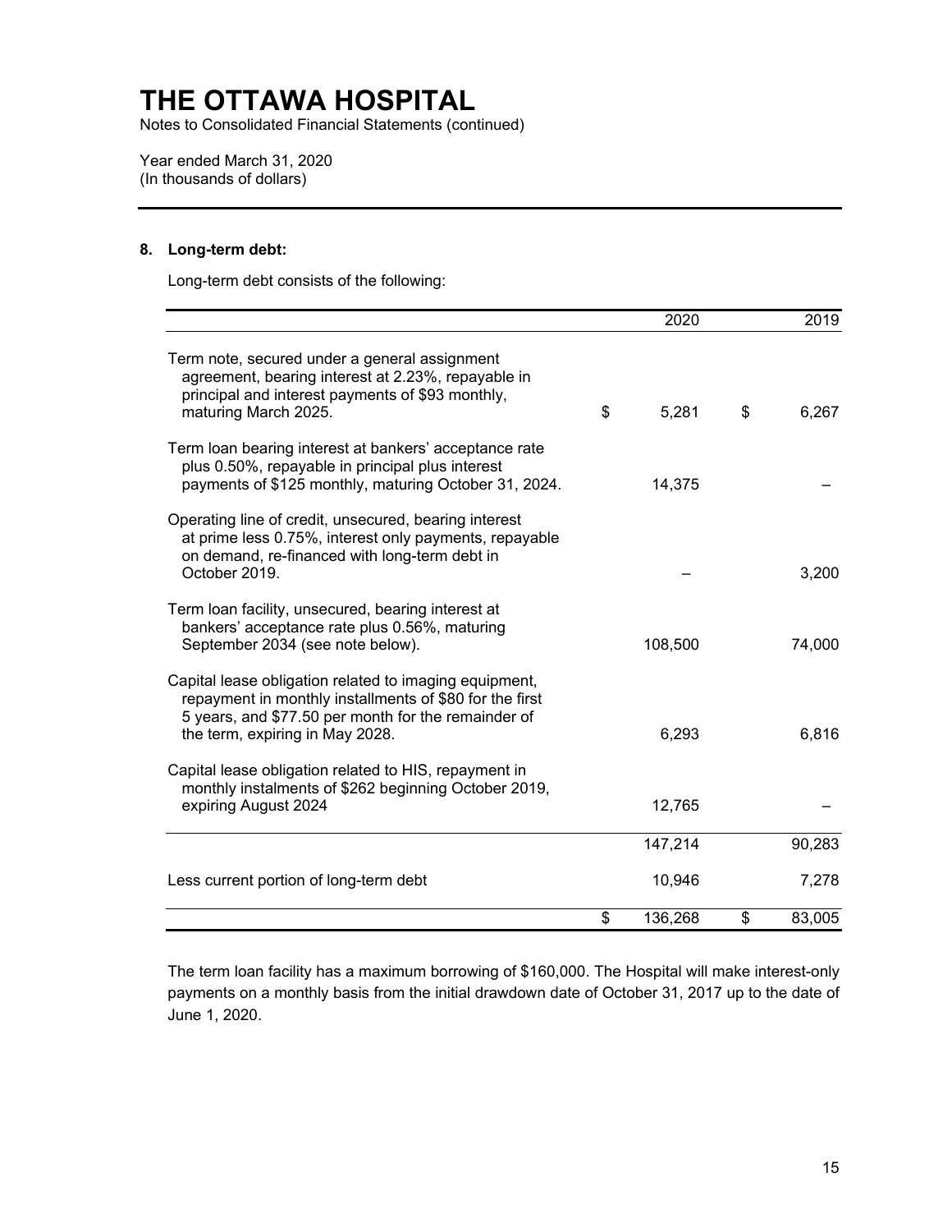# THE OTTAWA HOSPITAL

Notes to Consolidated Financial Statements (continued)

Year ended March 31, 2020
(In thousands of dollars)

**8. Long-term debt:**

Long-term debt consists of the following:

| | 2020 | 2019 |
|---|---|---|
| Term note, secured under a general assignment agreement, bearing interest at 2.23%, repayable in principal and interest payments of $93 monthly, maturing March 2025. | $ 5,281 | $ 6,267 |
| Term loan bearing interest at bankers' acceptance rate plus 0.50%, repayable in principal plus interest payments of $125 monthly, maturing October 31, 2024. | 14,375 | – |
| Operating line of credit, unsecured, bearing interest at prime less 0.75%, interest only payments, repayable on demand, re-financed with long-term debt in October 2019. | – | 3,200 |
| Term loan facility, unsecured, bearing interest at bankers' acceptance rate plus 0.56%, maturing September 2034 (see note below). | 108,500 | 74,000 |
| Capital lease obligation related to imaging equipment, repayment in monthly installments of $80 for the first 5 years, and $77.50 per month for the remainder of the term, expiring in May 2028. | 6,293 | 6,816 |
| Capital lease obligation related to HIS, repayment in monthly instalments of $262 beginning October 2019, expiring August 2024 | 12,765 | – |
| | 147,214 | 90,283 |
| Less current portion of long-term debt | 10,946 | 7,278 |
| | $ 136,268 | $ 83,005 |

The term loan facility has a maximum borrowing of $160,000. The Hospital will make interest-only payments on a monthly basis from the initial drawdown date of October 31, 2017 up to the date of June 1, 2020.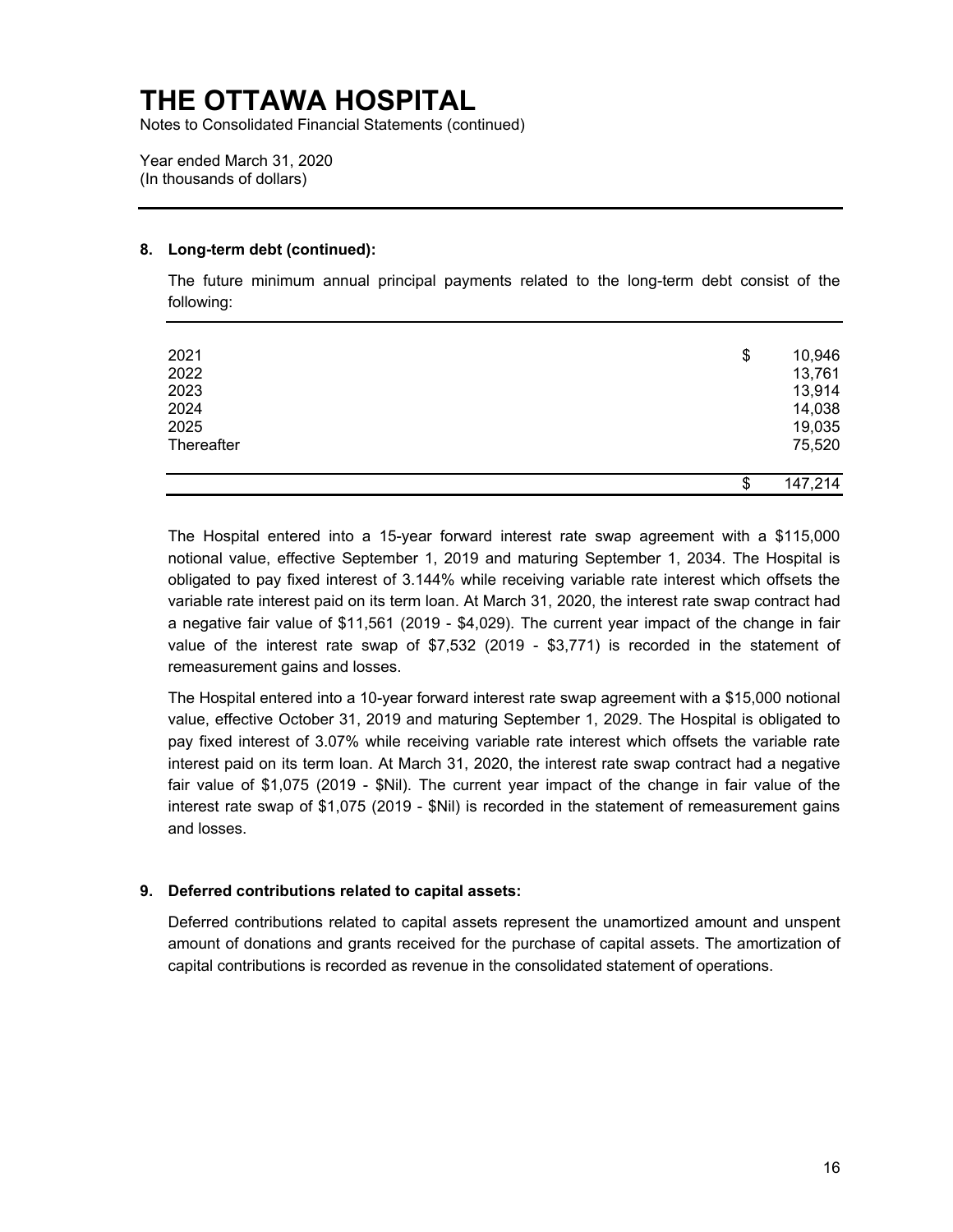# THE OTTAWA HOSPITAL

Notes to Consolidated Financial Statements (continued)

Year ended March 31, 2020
(In thousands of dollars)

## 8. Long-term debt (continued):

The future minimum annual principal payments related to the long-term debt consist of the following:

| | | |
|---|---|---|
| 2021 | $ | 10,946 |
| 2022 | | 13,761 |
| 2023 | | 13,914 |
| 2024 | | 14,038 |
| 2025 | | 19,035 |
| Thereafter | | 75,520 |
| | $ | 147,214 |

The Hospital entered into a 15-year forward interest rate swap agreement with a $115,000 notional value, effective September 1, 2019 and maturing September 1, 2034. The Hospital is obligated to pay fixed interest of 3.144% while receiving variable rate interest which offsets the variable rate interest paid on its term loan. At March 31, 2020, the interest rate swap contract had a negative fair value of $11,561 (2019 - $4,029). The current year impact of the change in fair value of the interest rate swap of $7,532 (2019 - $3,771) is recorded in the statement of remeasurement gains and losses.

The Hospital entered into a 10-year forward interest rate swap agreement with a $15,000 notional value, effective October 31, 2019 and maturing September 1, 2029. The Hospital is obligated to pay fixed interest of 3.07% while receiving variable rate interest which offsets the variable rate interest paid on its term loan. At March 31, 2020, the interest rate swap contract had a negative fair value of $1,075 (2019 - $Nil). The current year impact of the change in fair value of the interest rate swap of $1,075 (2019 - $Nil) is recorded in the statement of remeasurement gains and losses.

## 9. Deferred contributions related to capital assets:

Deferred contributions related to capital assets represent the unamortized amount and unspent amount of donations and grants received for the purchase of capital assets. The amortization of capital contributions is recorded as revenue in the consolidated statement of operations.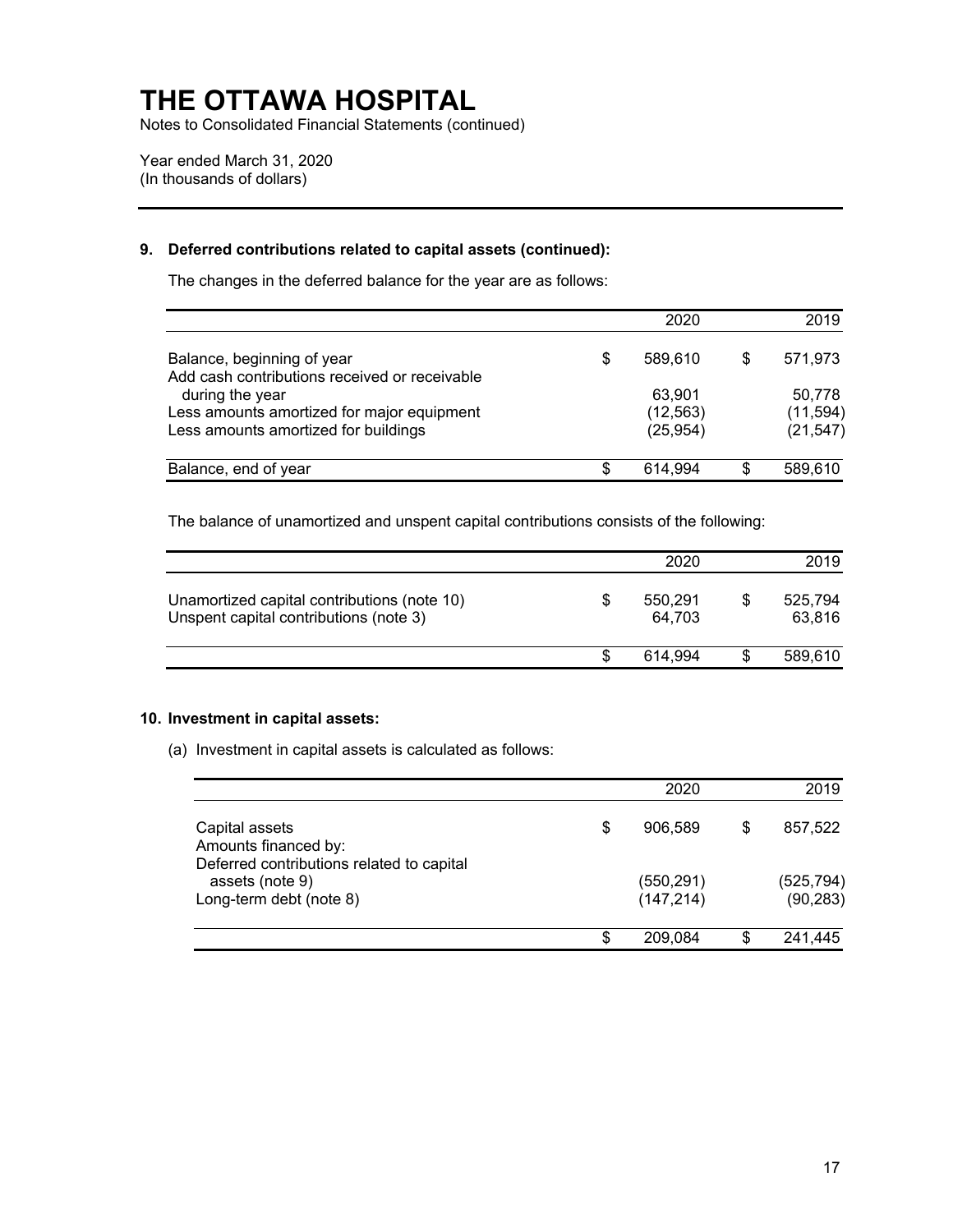# THE OTTAWA HOSPITAL

Notes to Consolidated Financial Statements (continued)

Year ended March 31, 2020
(In thousands of dollars)

### 9. Deferred contributions related to capital assets (continued):

The changes in the deferred balance for the year are as follows:

| | 2020 | 2019 |
|---|---|---|
| Balance, beginning of year | $ 589,610 | $ 571,973 |
| Add cash contributions received or receivable during the year | 63,901 | 50,778 |
| Less amounts amortized for major equipment | (12,563) | (11,594) |
| Less amounts amortized for buildings | (25,954) | (21,547) |
| Balance, end of year | $ 614,994 | $ 589,610 |

The balance of unamortized and unspent capital contributions consists of the following:

| | 2020 | 2019 |
|---|---|---|
| Unamortized capital contributions (note 10) | $ 550,291 | $ 525,794 |
| Unspent capital contributions (note 3) | 64,703 | 63,816 |
| | $ 614,994 | $ 589,610 |

### 10. Investment in capital assets:

(a) Investment in capital assets is calculated as follows:

| | 2020 | 2019 |
|---|---|---|
| Capital assets | $ 906,589 | $ 857,522 |
| Amounts financed by: | | |
| Deferred contributions related to capital assets (note 9) | (550,291) | (525,794) |
| Long-term debt (note 8) | (147,214) | (90,283) |
| | $ 209,084 | $ 241,445 |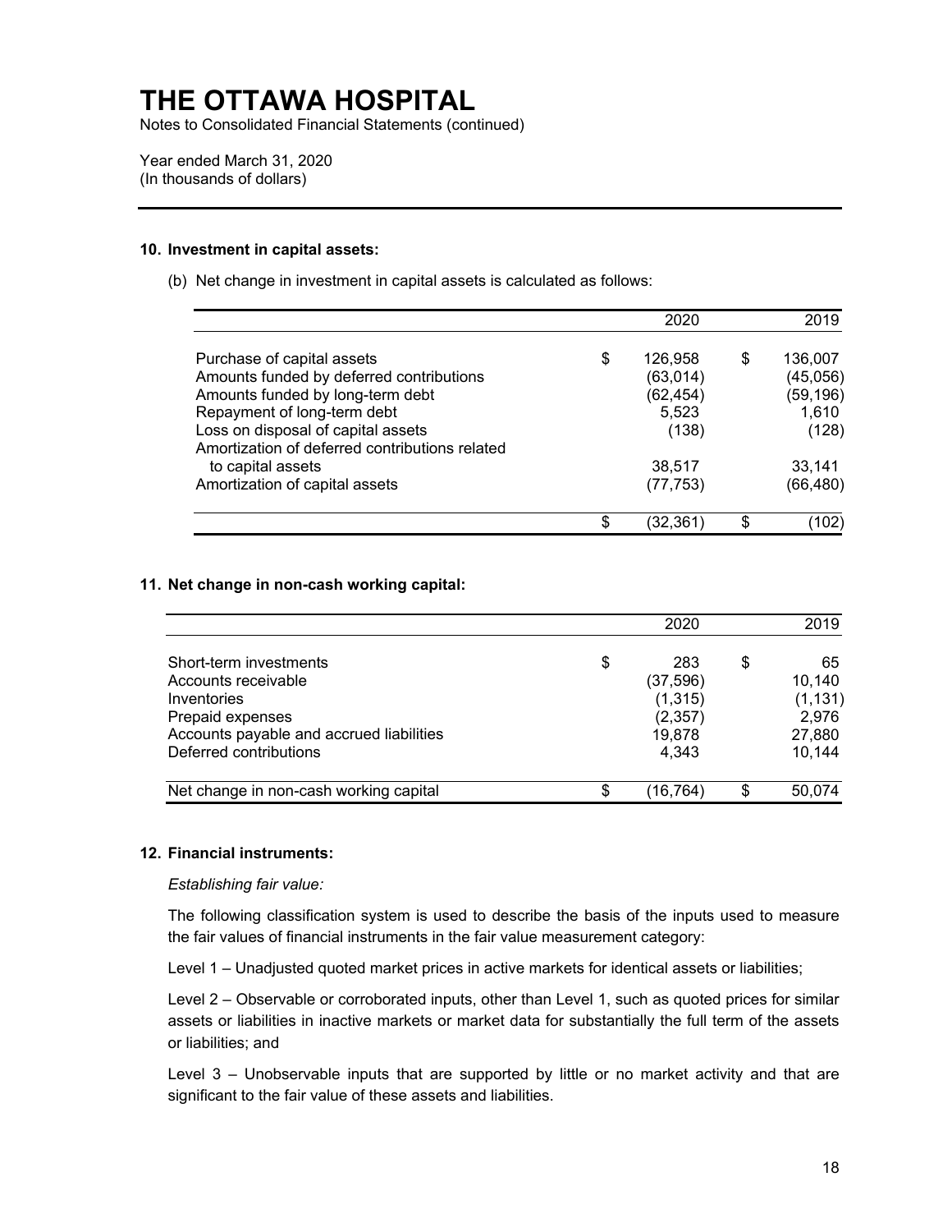# THE OTTAWA HOSPITAL

Notes to Consolidated Financial Statements (continued)

Year ended March 31, 2020
(In thousands of dollars)

## 10. Investment in capital assets:

(b) Net change in investment in capital assets is calculated as follows:

| | 2020 | 2019 |
|---|---|---|
| Purchase of capital assets | $ 126,958 | $ 136,007 |
| Amounts funded by deferred contributions | (63,014) | (45,056) |
| Amounts funded by long-term debt | (62,454) | (59,196) |
| Repayment of long-term debt | 5,523 | 1,610 |
| Loss on disposal of capital assets | (138) | (128) |
| Amortization of deferred contributions related to capital assets | 38,517 | 33,141 |
| Amortization of capital assets | (77,753) | (66,480) |
| | $ (32,361) | $ (102) |

## 11. Net change in non-cash working capital:

| | 2020 | 2019 |
|---|---|---|
| Short-term investments | $ 283 | $ 65 |
| Accounts receivable | (37,596) | 10,140 |
| Inventories | (1,315) | (1,131) |
| Prepaid expenses | (2,357) | 2,976 |
| Accounts payable and accrued liabilities | 19,878 | 27,880 |
| Deferred contributions | 4,343 | 10,144 |
| Net change in non-cash working capital | $ (16,764) | $ 50,074 |

## 12. Financial instruments:

*Establishing fair value:*

The following classification system is used to describe the basis of the inputs used to measure the fair values of financial instruments in the fair value measurement category:

Level 1 – Unadjusted quoted market prices in active markets for identical assets or liabilities;

Level 2 – Observable or corroborated inputs, other than Level 1, such as quoted prices for similar assets or liabilities in inactive markets or market data for substantially the full term of the assets or liabilities; and

Level 3 – Unobservable inputs that are supported by little or no market activity and that are significant to the fair value of these assets and liabilities.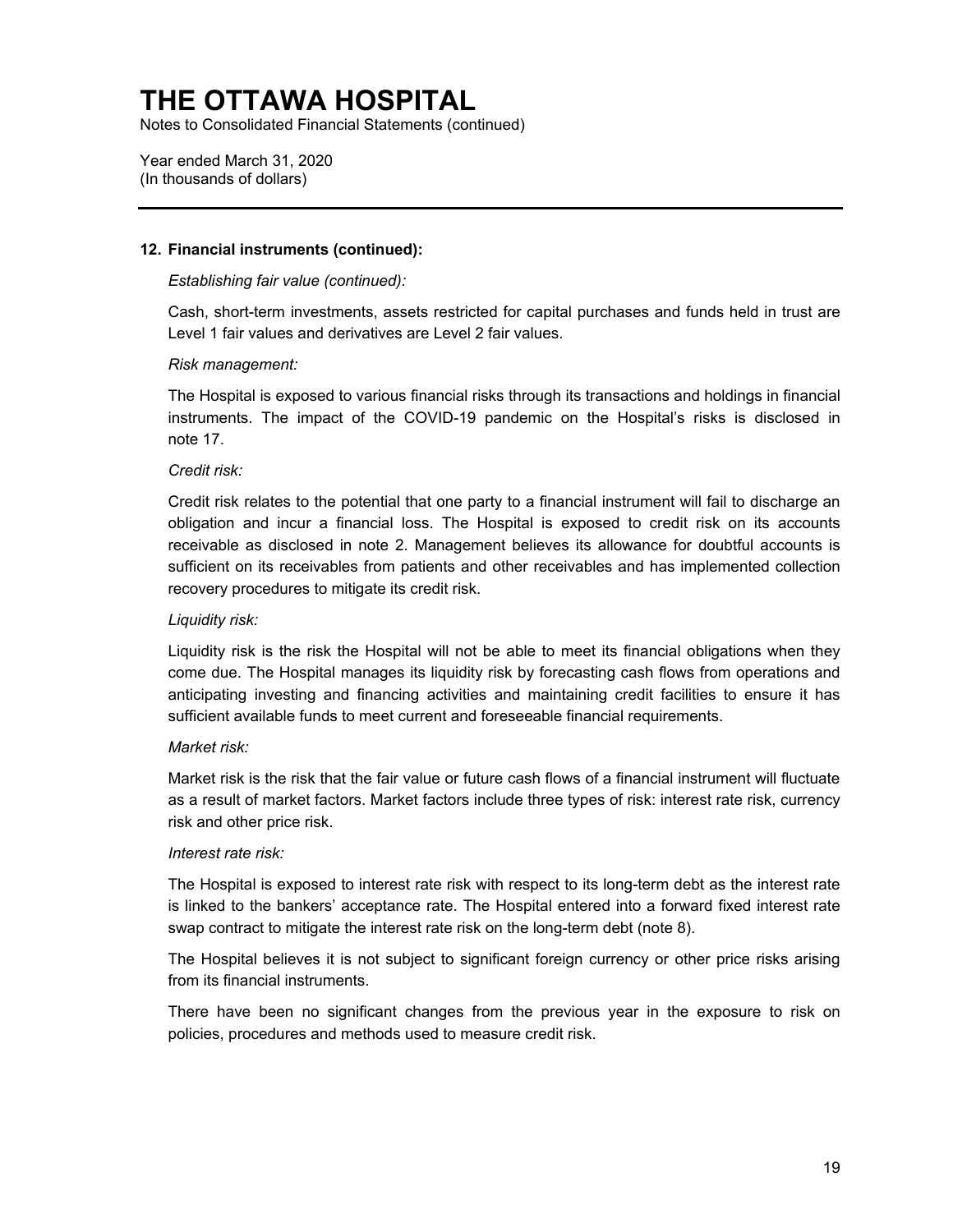# THE OTTAWA HOSPITAL

Notes to Consolidated Financial Statements (continued)

Year ended March 31, 2020
(In thousands of dollars)

---

**12. Financial instruments (continued):**

*Establishing fair value (continued):*

Cash, short-term investments, assets restricted for capital purchases and funds held in trust are Level 1 fair values and derivatives are Level 2 fair values.

*Risk management:*

The Hospital is exposed to various financial risks through its transactions and holdings in financial instruments. The impact of the COVID-19 pandemic on the Hospital's risks is disclosed in note 17.

*Credit risk:*

Credit risk relates to the potential that one party to a financial instrument will fail to discharge an obligation and incur a financial loss. The Hospital is exposed to credit risk on its accounts receivable as disclosed in note 2. Management believes its allowance for doubtful accounts is sufficient on its receivables from patients and other receivables and has implemented collection recovery procedures to mitigate its credit risk.

*Liquidity risk:*

Liquidity risk is the risk the Hospital will not be able to meet its financial obligations when they come due. The Hospital manages its liquidity risk by forecasting cash flows from operations and anticipating investing and financing activities and maintaining credit facilities to ensure it has sufficient available funds to meet current and foreseeable financial requirements.

*Market risk:*

Market risk is the risk that the fair value or future cash flows of a financial instrument will fluctuate as a result of market factors. Market factors include three types of risk: interest rate risk, currency risk and other price risk.

*Interest rate risk:*

The Hospital is exposed to interest rate risk with respect to its long-term debt as the interest rate is linked to the bankers' acceptance rate. The Hospital entered into a forward fixed interest rate swap contract to mitigate the interest rate risk on the long-term debt (note 8).

The Hospital believes it is not subject to significant foreign currency or other price risks arising from its financial instruments.

There have been no significant changes from the previous year in the exposure to risk on policies, procedures and methods used to measure credit risk.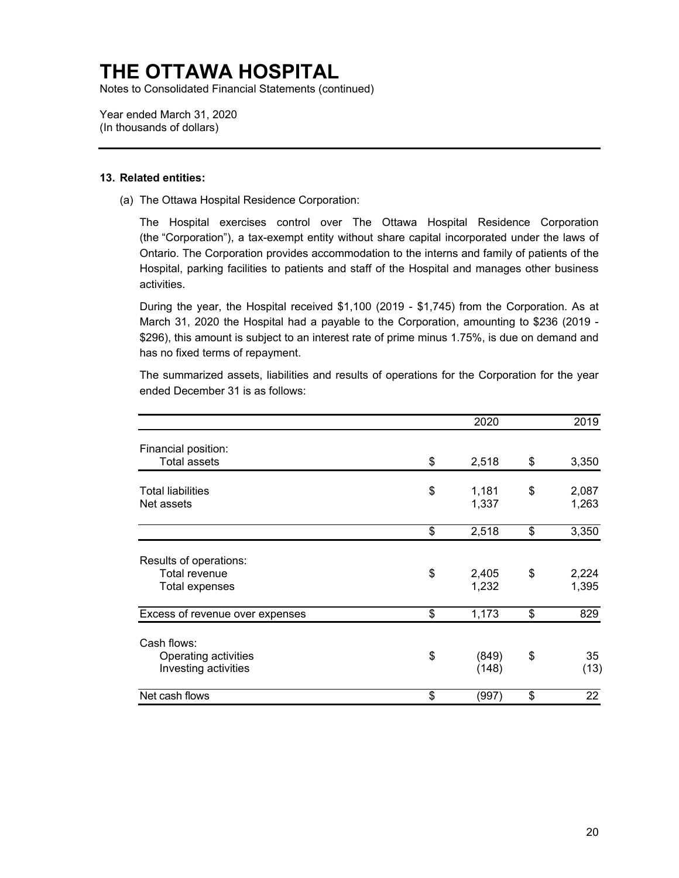# THE OTTAWA HOSPITAL

Notes to Consolidated Financial Statements (continued)

Year ended March 31, 2020
(In thousands of dollars)

**13. Related entities:**

(a) The Ottawa Hospital Residence Corporation:

The Hospital exercises control over The Ottawa Hospital Residence Corporation (the "Corporation"), a tax-exempt entity without share capital incorporated under the laws of Ontario. The Corporation provides accommodation to the interns and family of patients of the Hospital, parking facilities to patients and staff of the Hospital and manages other business activities.

During the year, the Hospital received $1,100 (2019 - $1,745) from the Corporation. As at March 31, 2020 the Hospital had a payable to the Corporation, amounting to $236 (2019 - $296), this amount is subject to an interest rate of prime minus 1.75%, is due on demand and has no fixed terms of repayment.

The summarized assets, liabilities and results of operations for the Corporation for the year ended December 31 is as follows:

| | 2020 | 2019 |
|---|---|---|
| Financial position: | | |
| Total assets | $ 2,518 | $ 3,350 |
| Total liabilities | $ 1,181 | $ 2,087 |
| Net assets | 1,337 | 1,263 |
| | $ 2,518 | $ 3,350 |
| Results of operations: | | |
| Total revenue | $ 2,405 | $ 2,224 |
| Total expenses | 1,232 | 1,395 |
| Excess of revenue over expenses | $ 1,173 | $ 829 |
| Cash flows: | | |
| Operating activities | $ (849) | $ 35 |
| Investing activities | (148) | (13) |
| Net cash flows | $ (997) | $ 22 |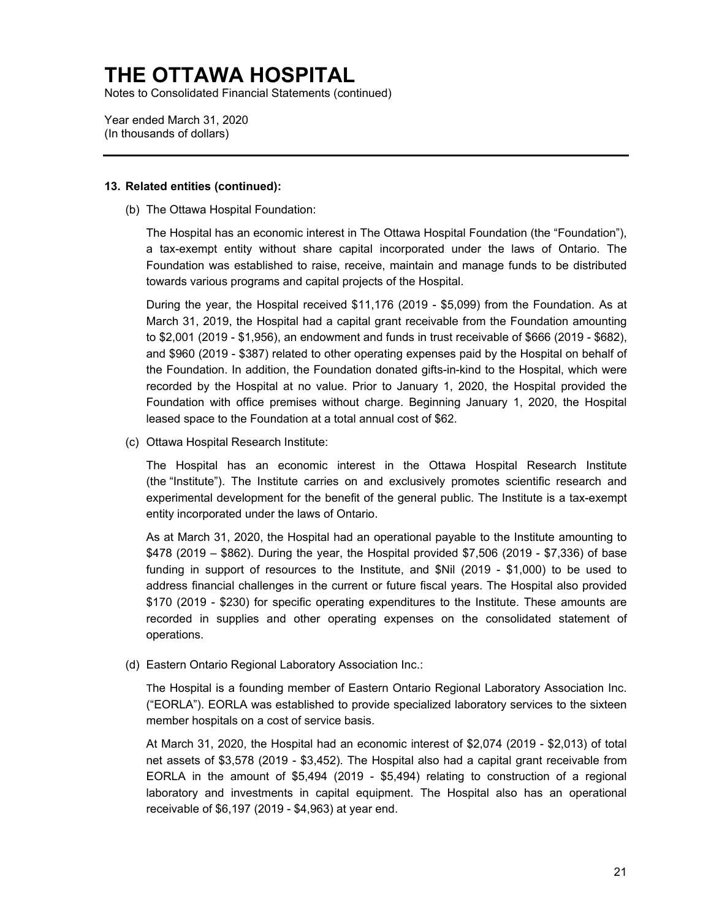# THE OTTAWA HOSPITAL

Notes to Consolidated Financial Statements (continued)

Year ended March 31, 2020
(In thousands of dollars)

**13. Related entities (continued):**

(b) The Ottawa Hospital Foundation:

The Hospital has an economic interest in The Ottawa Hospital Foundation (the “Foundation”), a tax-exempt entity without share capital incorporated under the laws of Ontario. The Foundation was established to raise, receive, maintain and manage funds to be distributed towards various programs and capital projects of the Hospital.

During the year, the Hospital received $11,176 (2019 - $5,099) from the Foundation. As at March 31, 2019, the Hospital had a capital grant receivable from the Foundation amounting to $2,001 (2019 - $1,956), an endowment and funds in trust receivable of $666 (2019 - $682), and $960 (2019 - $387) related to other operating expenses paid by the Hospital on behalf of the Foundation. In addition, the Foundation donated gifts-in-kind to the Hospital, which were recorded by the Hospital at no value. Prior to January 1, 2020, the Hospital provided the Foundation with office premises without charge. Beginning January 1, 2020, the Hospital leased space to the Foundation at a total annual cost of $62.

(c) Ottawa Hospital Research Institute:

The Hospital has an economic interest in the Ottawa Hospital Research Institute (the “Institute”). The Institute carries on and exclusively promotes scientific research and experimental development for the benefit of the general public. The Institute is a tax-exempt entity incorporated under the laws of Ontario.

As at March 31, 2020, the Hospital had an operational payable to the Institute amounting to $478 (2019 – $862). During the year, the Hospital provided $7,506 (2019 - $7,336) of base funding in support of resources to the Institute, and $Nil (2019 - $1,000) to be used to address financial challenges in the current or future fiscal years. The Hospital also provided $170 (2019 - $230) for specific operating expenditures to the Institute. These amounts are recorded in supplies and other operating expenses on the consolidated statement of operations.

(d) Eastern Ontario Regional Laboratory Association Inc.:

The Hospital is a founding member of Eastern Ontario Regional Laboratory Association Inc. (“EORLA”). EORLA was established to provide specialized laboratory services to the sixteen member hospitals on a cost of service basis.

At March 31, 2020, the Hospital had an economic interest of $2,074 (2019 - $2,013) of total net assets of $3,578 (2019 - $3,452). The Hospital also had a capital grant receivable from EORLA in the amount of $5,494 (2019 - $5,494) relating to construction of a regional laboratory and investments in capital equipment. The Hospital also has an operational receivable of $6,197 (2019 - $4,963) at year end.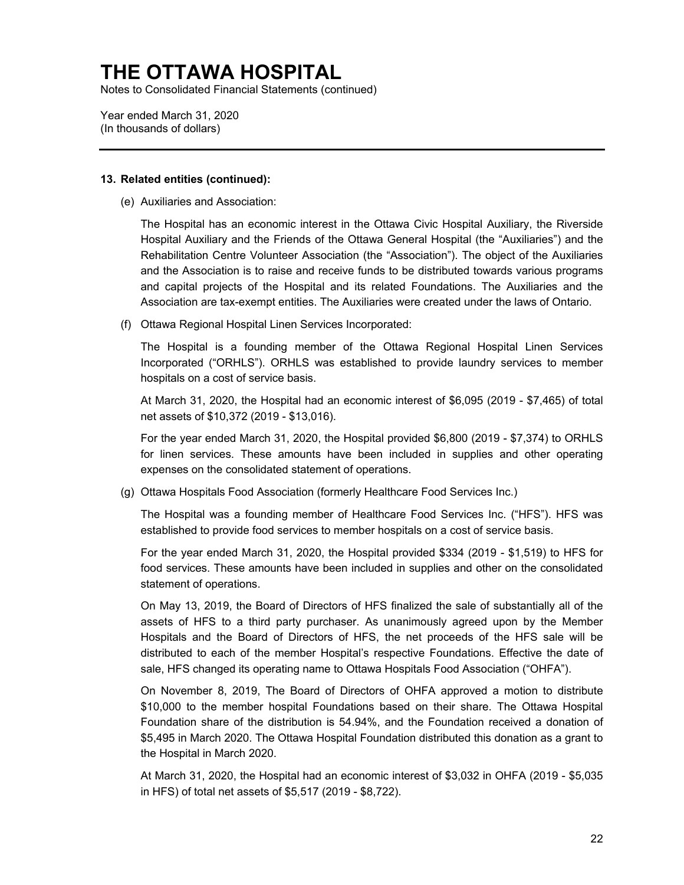# THE OTTAWA HOSPITAL

Notes to Consolidated Financial Statements (continued)

Year ended March 31, 2020
(In thousands of dollars)

**13. Related entities (continued):**

(e) Auxiliaries and Association:

The Hospital has an economic interest in the Ottawa Civic Hospital Auxiliary, the Riverside Hospital Auxiliary and the Friends of the Ottawa General Hospital (the “Auxiliaries”) and the Rehabilitation Centre Volunteer Association (the “Association”). The object of the Auxiliaries and the Association is to raise and receive funds to be distributed towards various programs and capital projects of the Hospital and its related Foundations. The Auxiliaries and the Association are tax-exempt entities. The Auxiliaries were created under the laws of Ontario.

(f) Ottawa Regional Hospital Linen Services Incorporated:

The Hospital is a founding member of the Ottawa Regional Hospital Linen Services Incorporated (“ORHLS”). ORHLS was established to provide laundry services to member hospitals on a cost of service basis.

At March 31, 2020, the Hospital had an economic interest of $6,095 (2019 - $7,465) of total net assets of $10,372 (2019 - $13,016).

For the year ended March 31, 2020, the Hospital provided $6,800 (2019 - $7,374) to ORHLS for linen services. These amounts have been included in supplies and other operating expenses on the consolidated statement of operations.

(g) Ottawa Hospitals Food Association (formerly Healthcare Food Services Inc.)

The Hospital was a founding member of Healthcare Food Services Inc. (“HFS”). HFS was established to provide food services to member hospitals on a cost of service basis.

For the year ended March 31, 2020, the Hospital provided $334 (2019 - $1,519) to HFS for food services. These amounts have been included in supplies and other on the consolidated statement of operations.

On May 13, 2019, the Board of Directors of HFS finalized the sale of substantially all of the assets of HFS to a third party purchaser. As unanimously agreed upon by the Member Hospitals and the Board of Directors of HFS, the net proceeds of the HFS sale will be distributed to each of the member Hospital’s respective Foundations. Effective the date of sale, HFS changed its operating name to Ottawa Hospitals Food Association (“OHFA”).

On November 8, 2019, The Board of Directors of OHFA approved a motion to distribute $10,000 to the member hospital Foundations based on their share. The Ottawa Hospital Foundation share of the distribution is 54.94%, and the Foundation received a donation of $5,495 in March 2020. The Ottawa Hospital Foundation distributed this donation as a grant to the Hospital in March 2020.

At March 31, 2020, the Hospital had an economic interest of $3,032 in OHFA (2019 - $5,035 in HFS) of total net assets of $5,517 (2019 - $8,722).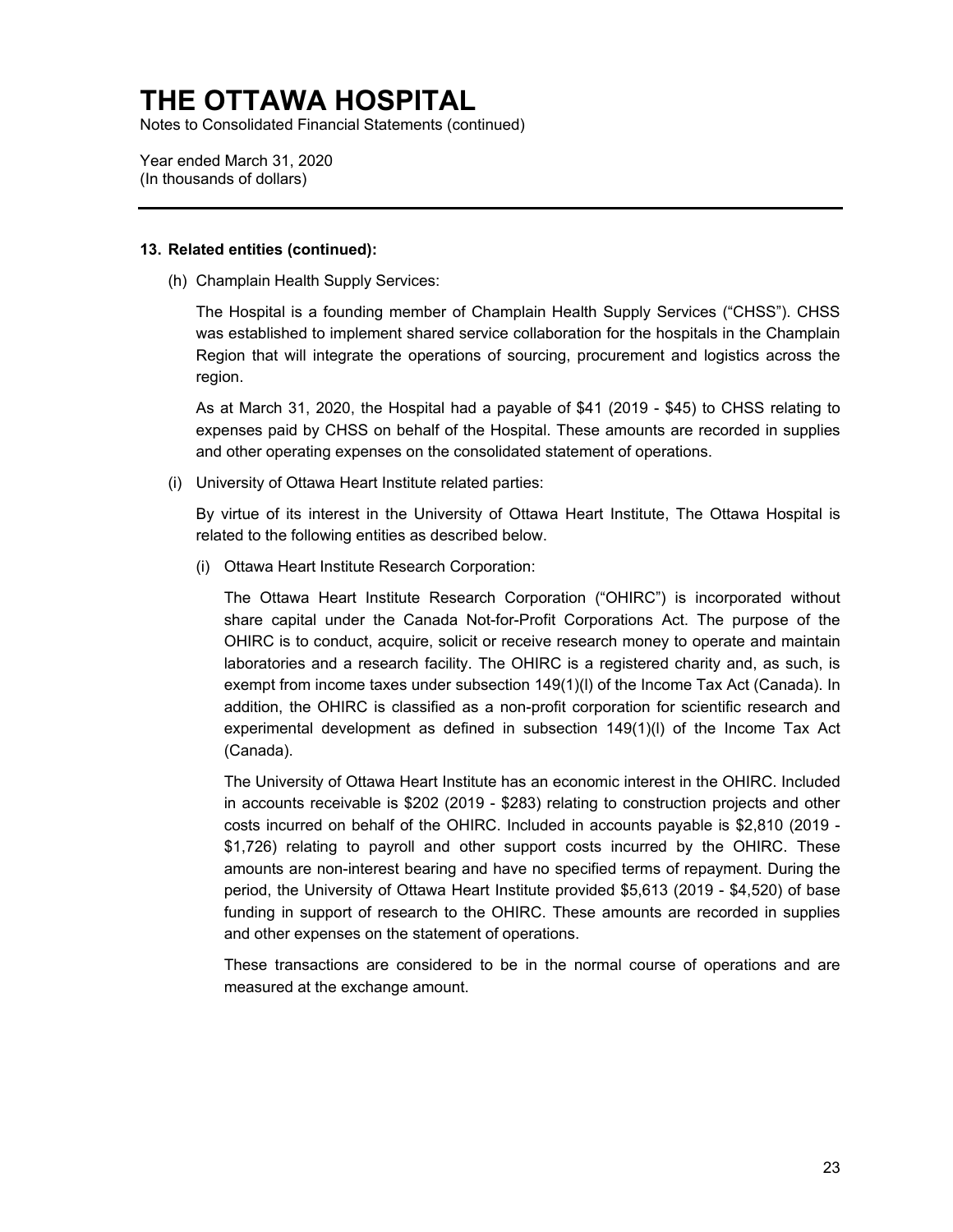# THE OTTAWA HOSPITAL

Notes to Consolidated Financial Statements (continued)

Year ended March 31, 2020
(In thousands of dollars)

---

**13. Related entities (continued):**

(h) Champlain Health Supply Services:

The Hospital is a founding member of Champlain Health Supply Services ("CHSS"). CHSS was established to implement shared service collaboration for the hospitals in the Champlain Region that will integrate the operations of sourcing, procurement and logistics across the region.

As at March 31, 2020, the Hospital had a payable of $41 (2019 - $45) to CHSS relating to expenses paid by CHSS on behalf of the Hospital. These amounts are recorded in supplies and other operating expenses on the consolidated statement of operations.

(i) University of Ottawa Heart Institute related parties:

By virtue of its interest in the University of Ottawa Heart Institute, The Ottawa Hospital is related to the following entities as described below.

(i) Ottawa Heart Institute Research Corporation:

The Ottawa Heart Institute Research Corporation ("OHIRC") is incorporated without share capital under the Canada Not-for-Profit Corporations Act. The purpose of the OHIRC is to conduct, acquire, solicit or receive research money to operate and maintain laboratories and a research facility. The OHIRC is a registered charity and, as such, is exempt from income taxes under subsection 149(1)(l) of the Income Tax Act (Canada). In addition, the OHIRC is classified as a non-profit corporation for scientific research and experimental development as defined in subsection 149(1)(l) of the Income Tax Act (Canada).

The University of Ottawa Heart Institute has an economic interest in the OHIRC. Included in accounts receivable is $202 (2019 - $283) relating to construction projects and other costs incurred on behalf of the OHIRC. Included in accounts payable is $2,810 (2019 - $1,726) relating to payroll and other support costs incurred by the OHIRC. These amounts are non-interest bearing and have no specified terms of repayment. During the period, the University of Ottawa Heart Institute provided $5,613 (2019 - $4,520) of base funding in support of research to the OHIRC. These amounts are recorded in supplies and other expenses on the statement of operations.

These transactions are considered to be in the normal course of operations and are measured at the exchange amount.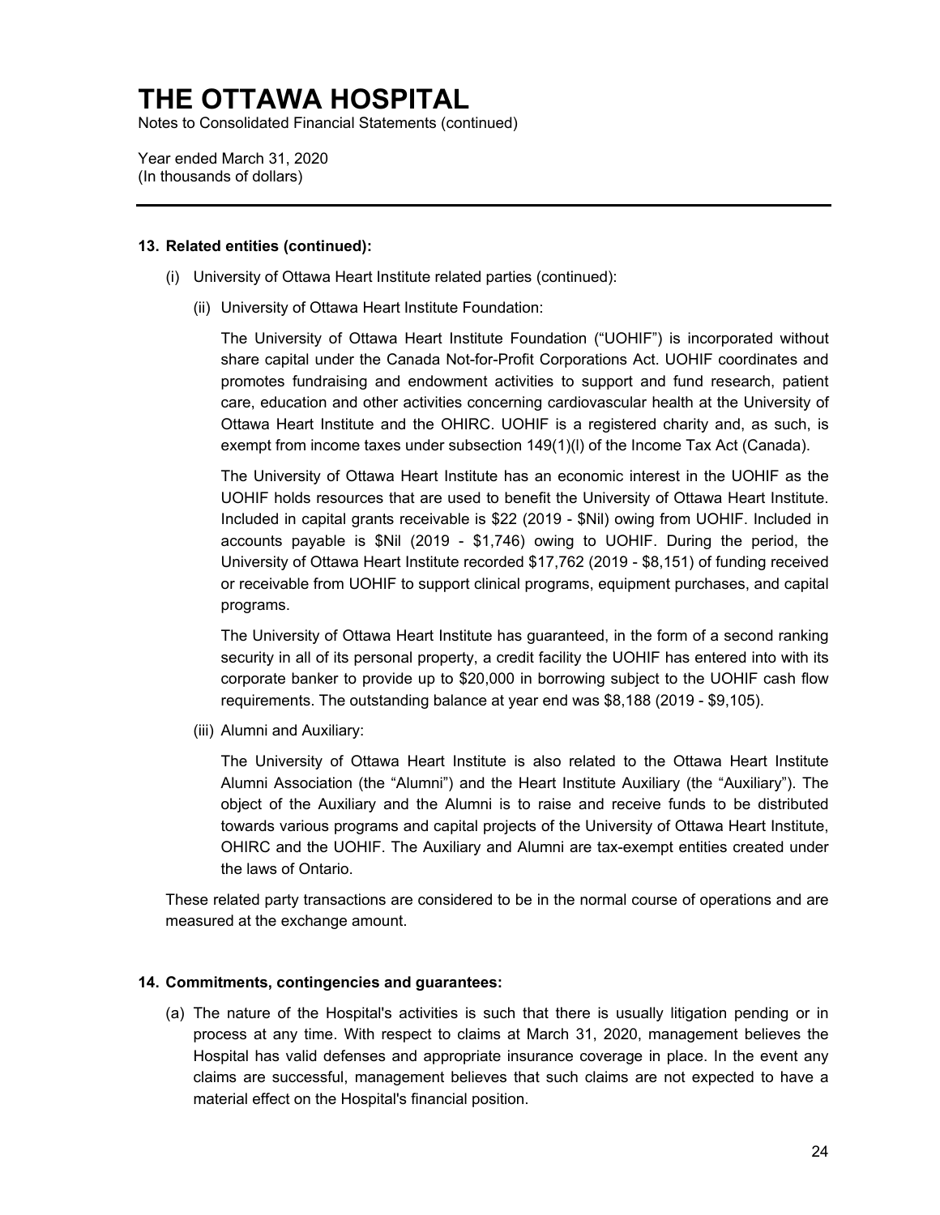# THE OTTAWA HOSPITAL

Notes to Consolidated Financial Statements (continued)

Year ended March 31, 2020
(In thousands of dollars)

---

**13. Related entities (continued):**

(i) University of Ottawa Heart Institute related parties (continued):

(ii) University of Ottawa Heart Institute Foundation:

The University of Ottawa Heart Institute Foundation ("UOHIF") is incorporated without share capital under the Canada Not-for-Profit Corporations Act. UOHIF coordinates and promotes fundraising and endowment activities to support and fund research, patient care, education and other activities concerning cardiovascular health at the University of Ottawa Heart Institute and the OHIRC. UOHIF is a registered charity and, as such, is exempt from income taxes under subsection 149(1)(l) of the Income Tax Act (Canada).

The University of Ottawa Heart Institute has an economic interest in the UOHIF as the UOHIF holds resources that are used to benefit the University of Ottawa Heart Institute. Included in capital grants receivable is $22 (2019 - $Nil) owing from UOHIF. Included in accounts payable is $Nil (2019 - $1,746) owing to UOHIF. During the period, the University of Ottawa Heart Institute recorded $17,762 (2019 - $8,151) of funding received or receivable from UOHIF to support clinical programs, equipment purchases, and capital programs.

The University of Ottawa Heart Institute has guaranteed, in the form of a second ranking security in all of its personal property, a credit facility the UOHIF has entered into with its corporate banker to provide up to $20,000 in borrowing subject to the UOHIF cash flow requirements. The outstanding balance at year end was $8,188 (2019 - $9,105).

(iii) Alumni and Auxiliary:

The University of Ottawa Heart Institute is also related to the Ottawa Heart Institute Alumni Association (the "Alumni") and the Heart Institute Auxiliary (the "Auxiliary"). The object of the Auxiliary and the Alumni is to raise and receive funds to be distributed towards various programs and capital projects of the University of Ottawa Heart Institute, OHIRC and the UOHIF. The Auxiliary and Alumni are tax-exempt entities created under the laws of Ontario.

These related party transactions are considered to be in the normal course of operations and are measured at the exchange amount.

**14. Commitments, contingencies and guarantees:**

(a) The nature of the Hospital's activities is such that there is usually litigation pending or in process at any time. With respect to claims at March 31, 2020, management believes the Hospital has valid defenses and appropriate insurance coverage in place. In the event any claims are successful, management believes that such claims are not expected to have a material effect on the Hospital's financial position.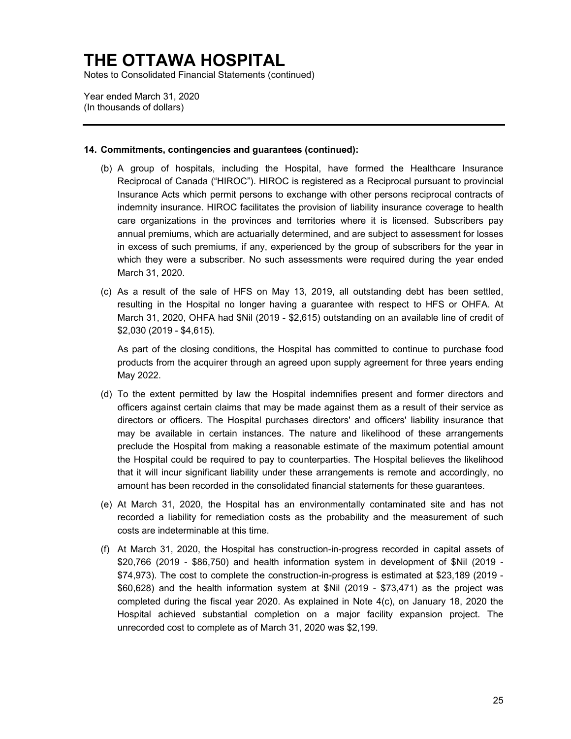## 14. Commitments, contingencies and guarantees (continued):

(b) A group of hospitals, including the Hospital, have formed the Healthcare Insurance Reciprocal of Canada ("HIROC"). HIROC is registered as a Reciprocal pursuant to provincial Insurance Acts which permit persons to exchange with other persons reciprocal contracts of indemnity insurance. HIROC facilitates the provision of liability insurance coverage to health care organizations in the provinces and territories where it is licensed. Subscribers pay annual premiums, which are actuarially determined, and are subject to assessment for losses in excess of such premiums, if any, experienced by the group of subscribers for the year in which they were a subscriber. No such assessments were required during the year ended March 31, 2020.

(c) As a result of the sale of HFS on May 13, 2019, all outstanding debt has been settled, resulting in the Hospital no longer having a guarantee with respect to HFS or OHFA. At March 31, 2020, OHFA had $Nil (2019 - $2,615) outstanding on an available line of credit of $2,030 (2019 - $4,615).

As part of the closing conditions, the Hospital has committed to continue to purchase food products from the acquirer through an agreed upon supply agreement for three years ending May 2022.

(d) To the extent permitted by law the Hospital indemnifies present and former directors and officers against certain claims that may be made against them as a result of their service as directors or officers. The Hospital purchases directors' and officers' liability insurance that may be available in certain instances. The nature and likelihood of these arrangements preclude the Hospital from making a reasonable estimate of the maximum potential amount the Hospital could be required to pay to counterparties. The Hospital believes the likelihood that it will incur significant liability under these arrangements is remote and accordingly, no amount has been recorded in the consolidated financial statements for these guarantees.

(e) At March 31, 2020, the Hospital has an environmentally contaminated site and has not recorded a liability for remediation costs as the probability and the measurement of such costs are indeterminable at this time.

(f) At March 31, 2020, the Hospital has construction-in-progress recorded in capital assets of $20,766 (2019 - $86,750) and health information system in development of $Nil (2019 - $74,973). The cost to complete the construction-in-progress is estimated at $23,189 (2019 - $60,628) and the health information system at $Nil (2019 - $73,471) as the project was completed during the fiscal year 2020. As explained in Note 4(c), on January 18, 2020 the Hospital achieved substantial completion on a major facility expansion project. The unrecorded cost to complete as of March 31, 2020 was $2,199.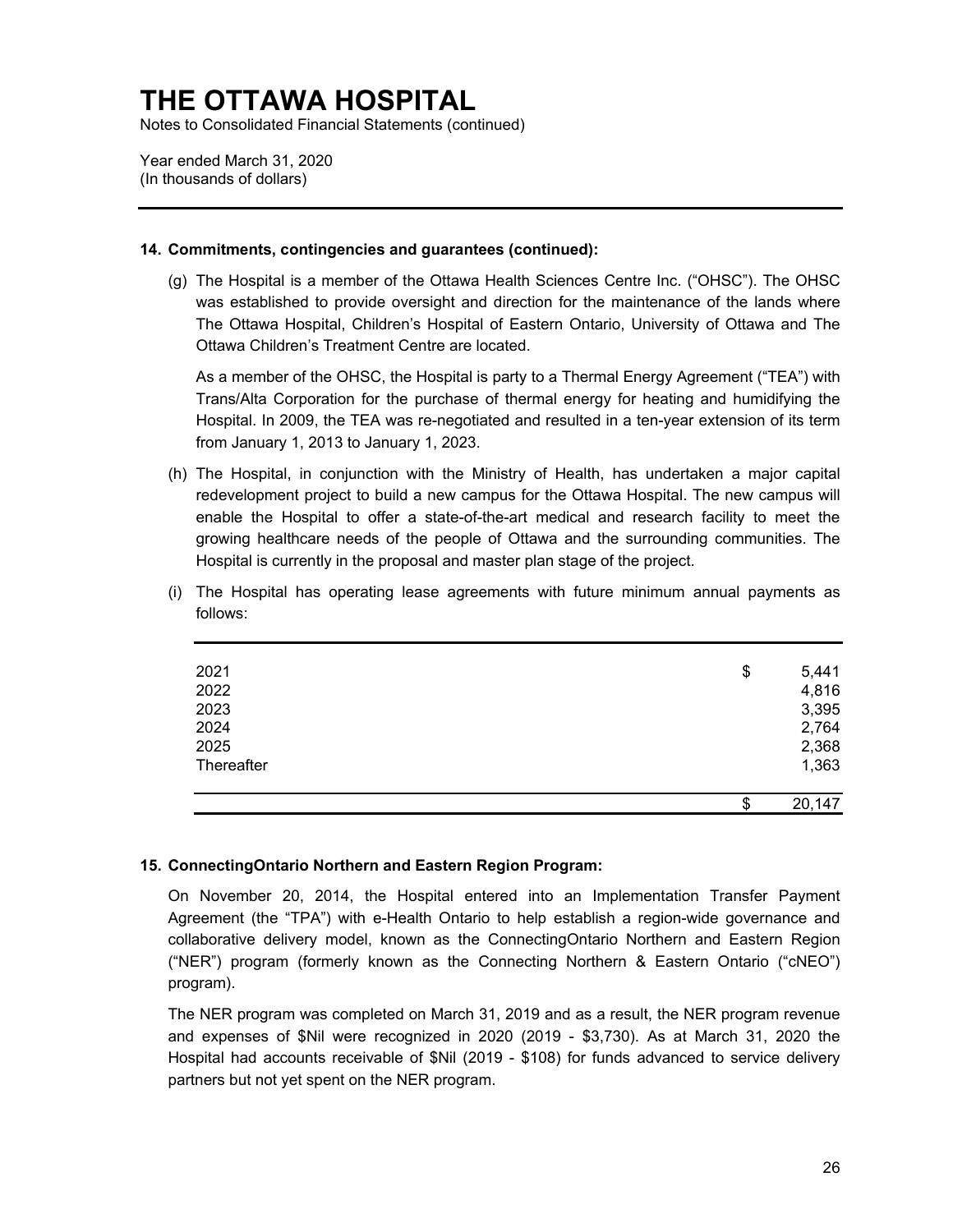# THE OTTAWA HOSPITAL

Notes to Consolidated Financial Statements (continued)

Year ended March 31, 2020
(In thousands of dollars)

### 14. Commitments, contingencies and guarantees (continued):

(g) The Hospital is a member of the Ottawa Health Sciences Centre Inc. ("OHSC"). The OHSC was established to provide oversight and direction for the maintenance of the lands where The Ottawa Hospital, Children's Hospital of Eastern Ontario, University of Ottawa and The Ottawa Children's Treatment Centre are located.

As a member of the OHSC, the Hospital is party to a Thermal Energy Agreement ("TEA") with Trans/Alta Corporation for the purchase of thermal energy for heating and humidifying the Hospital. In 2009, the TEA was re-negotiated and resulted in a ten-year extension of its term from January 1, 2013 to January 1, 2023.

(h) The Hospital, in conjunction with the Ministry of Health, has undertaken a major capital redevelopment project to build a new campus for the Ottawa Hospital. The new campus will enable the Hospital to offer a state-of-the-art medical and research facility to meet the growing healthcare needs of the people of Ottawa and the surrounding communities. The Hospital is currently in the proposal and master plan stage of the project.

(i) The Hospital has operating lease agreements with future minimum annual payments as follows:

| | |
|---|---|
| 2021 | $ 5,441 |
| 2022 | 4,816 |
| 2023 | 3,395 |
| 2024 | 2,764 |
| 2025 | 2,368 |
| Thereafter | 1,363 |
| | $ 20,147 |

### 15. ConnectingOntario Northern and Eastern Region Program:

On November 20, 2014, the Hospital entered into an Implementation Transfer Payment Agreement (the "TPA") with e-Health Ontario to help establish a region-wide governance and collaborative delivery model, known as the ConnectingOntario Northern and Eastern Region ("NER") program (formerly known as the Connecting Northern & Eastern Ontario ("cNEO") program).

The NER program was completed on March 31, 2019 and as a result, the NER program revenue and expenses of $Nil were recognized in 2020 (2019 - $3,730). As at March 31, 2020 the Hospital had accounts receivable of $Nil (2019 - $108) for funds advanced to service delivery partners but not yet spent on the NER program.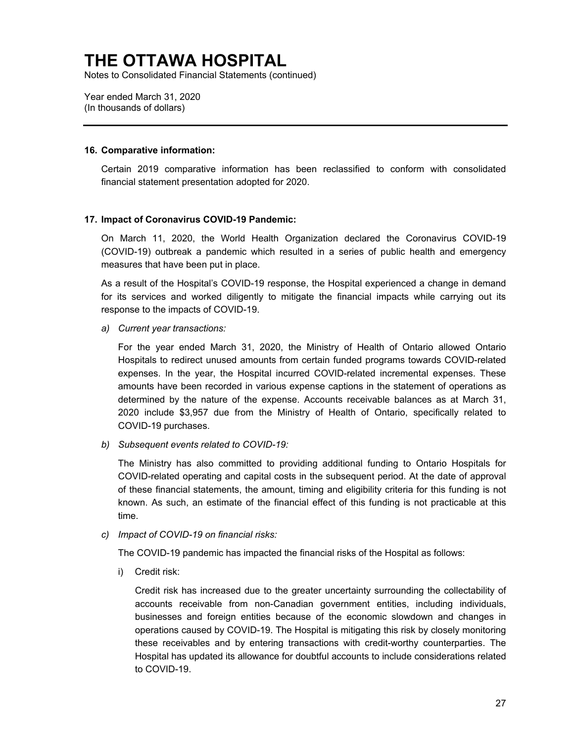# THE OTTAWA HOSPITAL

Notes to Consolidated Financial Statements (continued)

Year ended March 31, 2020
(In thousands of dollars)

---

**16. Comparative information:**

Certain 2019 comparative information has been reclassified to conform with consolidated financial statement presentation adopted for 2020.

**17. Impact of Coronavirus COVID-19 Pandemic:**

On March 11, 2020, the World Health Organization declared the Coronavirus COVID-19 (COVID-19) outbreak a pandemic which resulted in a series of public health and emergency measures that have been put in place.

As a result of the Hospital's COVID-19 response, the Hospital experienced a change in demand for its services and worked diligently to mitigate the financial impacts while carrying out its response to the impacts of COVID-19.

a) *Current year transactions:*

For the year ended March 31, 2020, the Ministry of Health of Ontario allowed Ontario Hospitals to redirect unused amounts from certain funded programs towards COVID-related expenses. In the year, the Hospital incurred COVID-related incremental expenses. These amounts have been recorded in various expense captions in the statement of operations as determined by the nature of the expense. Accounts receivable balances as at March 31, 2020 include $3,957 due from the Ministry of Health of Ontario, specifically related to COVID-19 purchases.

b) *Subsequent events related to COVID-19:*

The Ministry has also committed to providing additional funding to Ontario Hospitals for COVID-related operating and capital costs in the subsequent period. At the date of approval of these financial statements, the amount, timing and eligibility criteria for this funding is not known. As such, an estimate of the financial effect of this funding is not practicable at this time.

c) *Impact of COVID-19 on financial risks:*

The COVID-19 pandemic has impacted the financial risks of the Hospital as follows:

i) Credit risk:

Credit risk has increased due to the greater uncertainty surrounding the collectability of accounts receivable from non-Canadian government entities, including individuals, businesses and foreign entities because of the economic slowdown and changes in operations caused by COVID-19. The Hospital is mitigating this risk by closely monitoring these receivables and by entering transactions with credit-worthy counterparties. The Hospital has updated its allowance for doubtful accounts to include considerations related to COVID-19.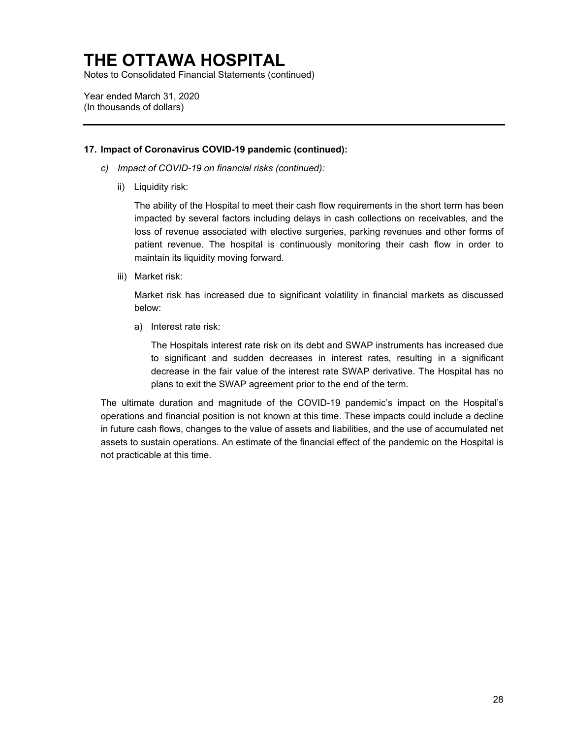**17. Impact of Coronavirus COVID-19 pandemic (continued):**

*c) Impact of COVID-19 on financial risks (continued):*

ii) Liquidity risk:

The ability of the Hospital to meet their cash flow requirements in the short term has been impacted by several factors including delays in cash collections on receivables, and the loss of revenue associated with elective surgeries, parking revenues and other forms of patient revenue. The hospital is continuously monitoring their cash flow in order to maintain its liquidity moving forward.

iii) Market risk:

Market risk has increased due to significant volatility in financial markets as discussed below:

a) Interest rate risk:

The Hospitals interest rate risk on its debt and SWAP instruments has increased due to significant and sudden decreases in interest rates, resulting in a significant decrease in the fair value of the interest rate SWAP derivative. The Hospital has no plans to exit the SWAP agreement prior to the end of the term.

The ultimate duration and magnitude of the COVID-19 pandemic's impact on the Hospital's operations and financial position is not known at this time. These impacts could include a decline in future cash flows, changes to the value of assets and liabilities, and the use of accumulated net assets to sustain operations. An estimate of the financial effect of the pandemic on the Hospital is not practicable at this time.